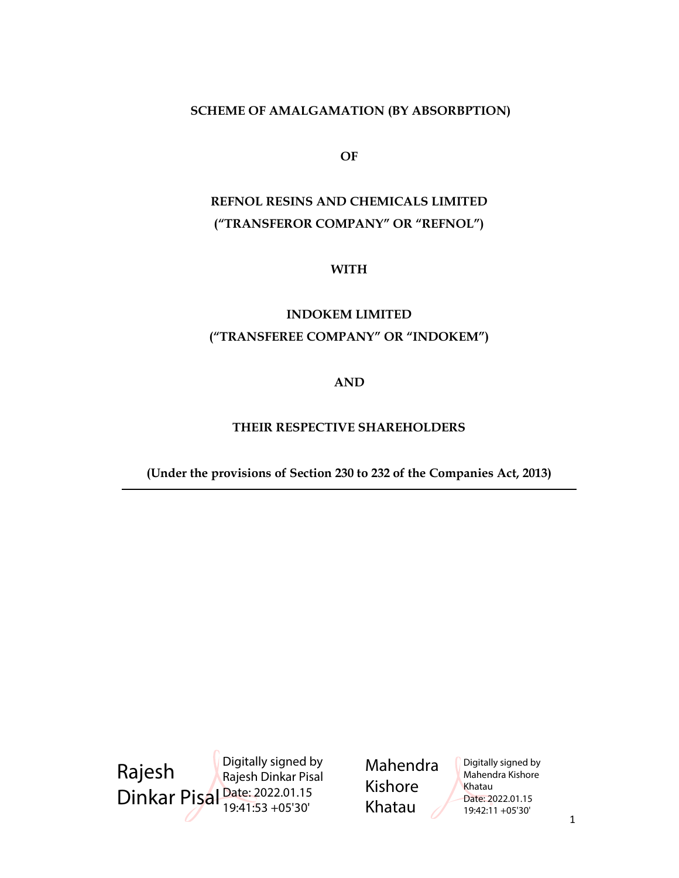**SCHEME OF AMALGAMATION (BY ABSORBPTION)**

**OF**

**REFNOL RESINS AND CHEMICALS LIMITED**
**("TRANSFEROR COMPANY" OR "REFNOL")**

**WITH**

**INDOKEM LIMITED**
**("TRANSFEREE COMPANY" OR "INDOKEM")**

**AND**

**THEIR RESPECTIVE SHAREHOLDERS**

**(Under the provisions of Section 230 to 232 of the Companies Act, 2013)**

---

Rajesh Dinkar Pisal — Digitally signed by Rajesh Dinkar Pisal Date: 2022.01.15 19:41:53 +05'30'

Mahendra Kishore Khatau — Digitally signed by Mahendra Kishore Khatau Date: 2022.01.15 19:42:11 +05'30'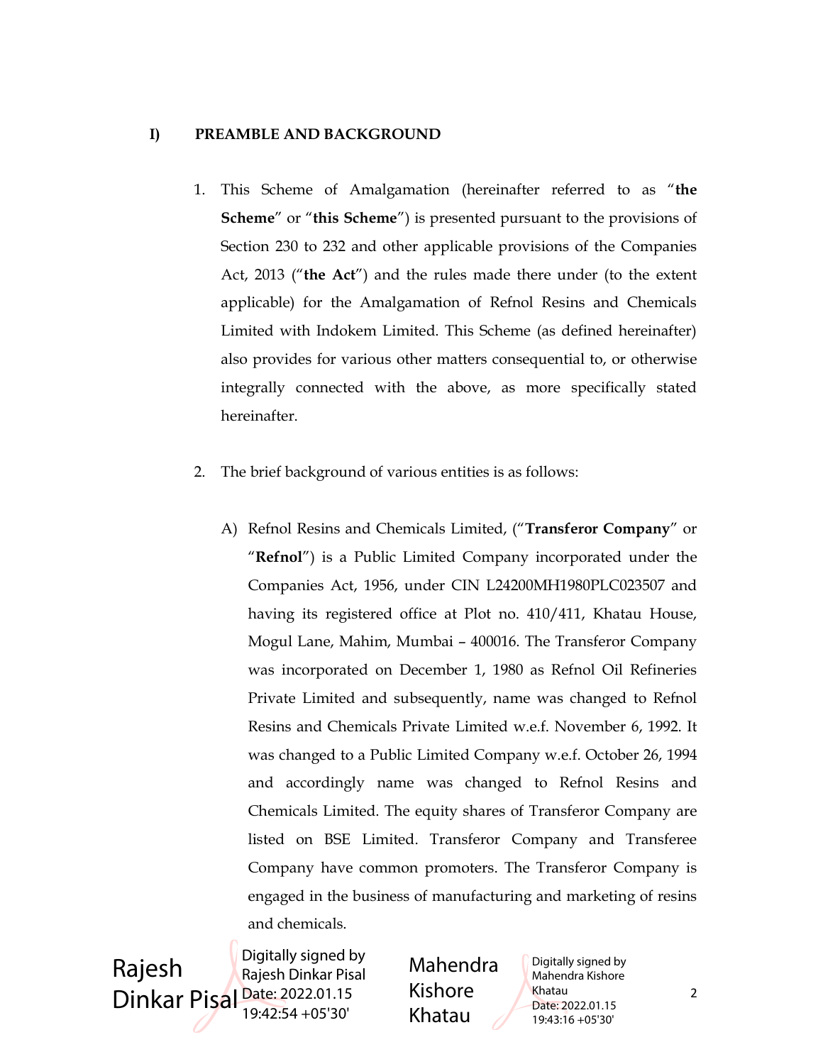## I) PREAMBLE AND BACKGROUND

1. This Scheme of Amalgamation (hereinafter referred to as "**the Scheme**" or "**this Scheme**") is presented pursuant to the provisions of Section 230 to 232 and other applicable provisions of the Companies Act, 2013 ("**the Act**") and the rules made there under (to the extent applicable) for the Amalgamation of Refnol Resins and Chemicals Limited with Indokem Limited. This Scheme (as defined hereinafter) also provides for various other matters consequential to, or otherwise integrally connected with the above, as more specifically stated hereinafter.

2. The brief background of various entities is as follows:

   A) Refnol Resins and Chemicals Limited, ("**Transferor Company**" or "**Refnol**") is a Public Limited Company incorporated under the Companies Act, 1956, under CIN L24200MH1980PLC023507 and having its registered office at Plot no. 410/411, Khatau House, Mogul Lane, Mahim, Mumbai – 400016. The Transferor Company was incorporated on December 1, 1980 as Refnol Oil Refineries Private Limited and subsequently, name was changed to Refnol Resins and Chemicals Private Limited w.e.f. November 6, 1992. It was changed to a Public Limited Company w.e.f. October 26, 1994 and accordingly name was changed to Refnol Resins and Chemicals Limited. The equity shares of Transferor Company are listed on BSE Limited. Transferor Company and Transferee Company have common promoters. The Transferor Company is engaged in the business of manufacturing and marketing of resins and chemicals.

Rajesh Dinkar Pisal — Digitally signed by Rajesh Dinkar Pisal Date: 2022.01.15 19:42:54 +05'30'

Mahendra Kishore Khatau — Digitally signed by Mahendra Kishore Khatau Date: 2022.01.15 19:43:16 +05'30'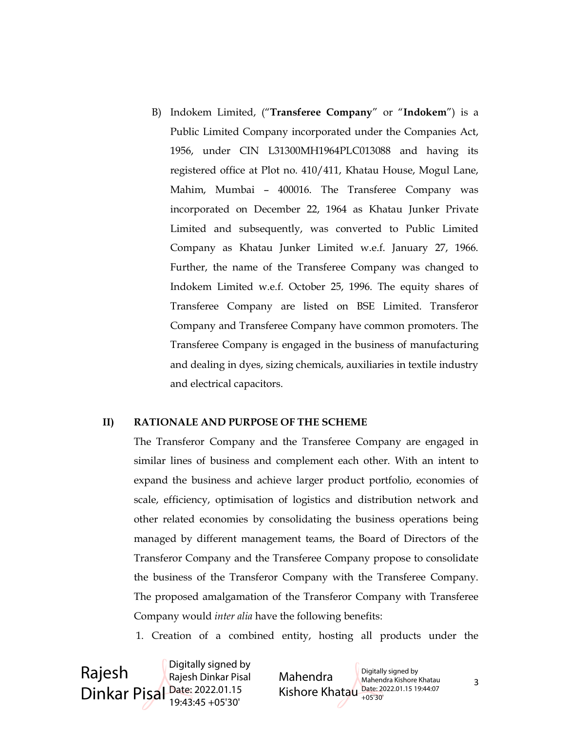B) Indokem Limited, ("**Transferee Company**" or "**Indokem**") is a Public Limited Company incorporated under the Companies Act, 1956, under CIN L31300MH1964PLC013088 and having its registered office at Plot no. 410/411, Khatau House, Mogul Lane, Mahim, Mumbai – 400016. The Transferee Company was incorporated on December 22, 1964 as Khatau Junker Private Limited and subsequently, was converted to Public Limited Company as Khatau Junker Limited w.e.f. January 27, 1966. Further, the name of the Transferee Company was changed to Indokem Limited w.e.f. October 25, 1996. The equity shares of Transferee Company are listed on BSE Limited. Transferor Company and Transferee Company have common promoters. The Transferee Company is engaged in the business of manufacturing and dealing in dyes, sizing chemicals, auxiliaries in textile industry and electrical capacitors.

**II) RATIONALE AND PURPOSE OF THE SCHEME**

The Transferor Company and the Transferee Company are engaged in similar lines of business and complement each other. With an intent to expand the business and achieve larger product portfolio, economies of scale, efficiency, optimisation of logistics and distribution network and other related economies by consolidating the business operations being managed by different management teams, the Board of Directors of the Transferor Company and the Transferee Company propose to consolidate the business of the Transferor Company with the Transferee Company. The proposed amalgamation of the Transferor Company with Transferee Company would *inter alia* have the following benefits:

1. Creation of a combined entity, hosting all products under the

Rajesh Dinkar Pisal — Digitally signed by Rajesh Dinkar Pisal Date: 2022.01.15 19:43:45 +05'30'

Mahendra Kishore Khatau — Digitally signed by Mahendra Kishore Khatau Date: 2022.01.15 19:44:07 +05'30'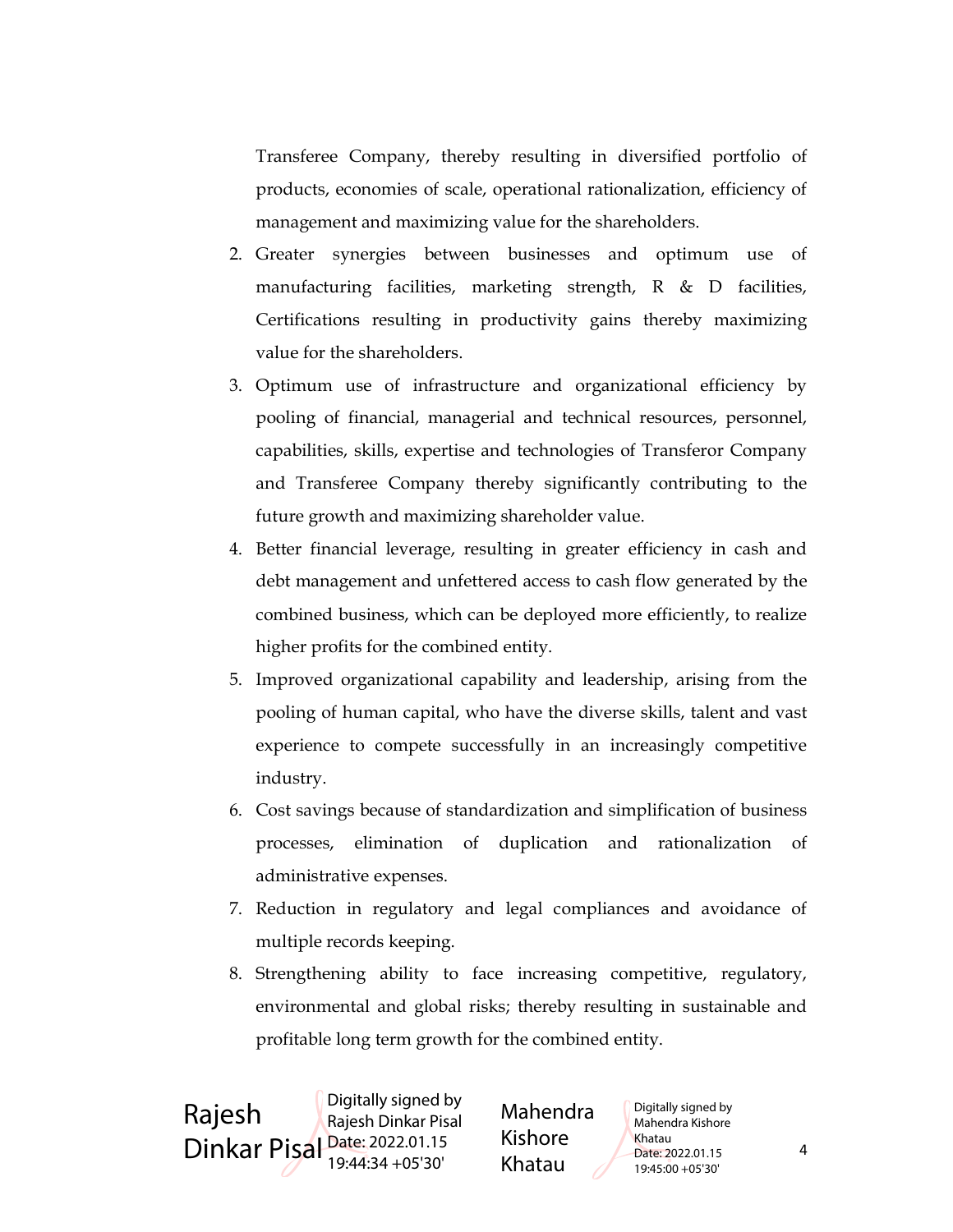Transferee Company, thereby resulting in diversified portfolio of products, economies of scale, operational rationalization, efficiency of management and maximizing value for the shareholders.

2. Greater synergies between businesses and optimum use of manufacturing facilities, marketing strength, R & D facilities, Certifications resulting in productivity gains thereby maximizing value for the shareholders.
3. Optimum use of infrastructure and organizational efficiency by pooling of financial, managerial and technical resources, personnel, capabilities, skills, expertise and technologies of Transferor Company and Transferee Company thereby significantly contributing to the future growth and maximizing shareholder value.
4. Better financial leverage, resulting in greater efficiency in cash and debt management and unfettered access to cash flow generated by the combined business, which can be deployed more efficiently, to realize higher profits for the combined entity.
5. Improved organizational capability and leadership, arising from the pooling of human capital, who have the diverse skills, talent and vast experience to compete successfully in an increasingly competitive industry.
6. Cost savings because of standardization and simplification of business processes, elimination of duplication and rationalization of administrative expenses.
7. Reduction in regulatory and legal compliances and avoidance of multiple records keeping.
8. Strengthening ability to face increasing competitive, regulatory, environmental and global risks; thereby resulting in sustainable and profitable long term growth for the combined entity.

Rajesh Dinkar Pisal — Digitally signed by Rajesh Dinkar Pisal Date: 2022.01.15 19:44:34 +05'30'

Mahendra Kishore Khatau — Digitally signed by Mahendra Kishore Khatau Date: 2022.01.15 19:45:00 +05'30'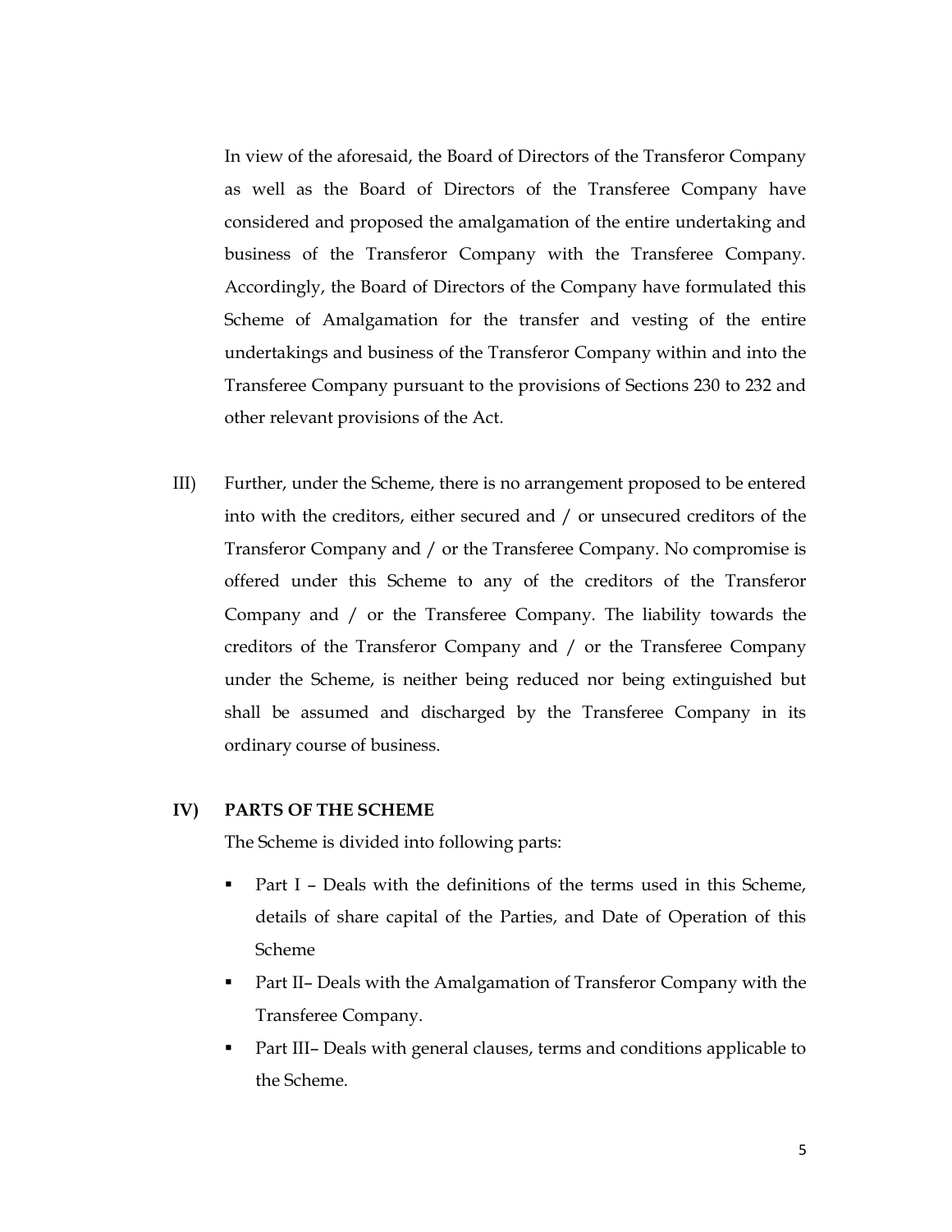In view of the aforesaid, the Board of Directors of the Transferor Company as well as the Board of Directors of the Transferee Company have considered and proposed the amalgamation of the entire undertaking and business of the Transferor Company with the Transferee Company. Accordingly, the Board of Directors of the Company have formulated this Scheme of Amalgamation for the transfer and vesting of the entire undertakings and business of the Transferor Company within and into the Transferee Company pursuant to the provisions of Sections 230 to 232 and other relevant provisions of the Act.

III) Further, under the Scheme, there is no arrangement proposed to be entered into with the creditors, either secured and / or unsecured creditors of the Transferor Company and / or the Transferee Company. No compromise is offered under this Scheme to any of the creditors of the Transferor Company and / or the Transferee Company. The liability towards the creditors of the Transferor Company and / or the Transferee Company under the Scheme, is neither being reduced nor being extinguished but shall be assumed and discharged by the Transferee Company in its ordinary course of business.

**IV) PARTS OF THE SCHEME**

The Scheme is divided into following parts:

- Part I – Deals with the definitions of the terms used in this Scheme, details of share capital of the Parties, and Date of Operation of this Scheme
- Part II– Deals with the Amalgamation of Transferor Company with the Transferee Company.
- Part III– Deals with general clauses, terms and conditions applicable to the Scheme.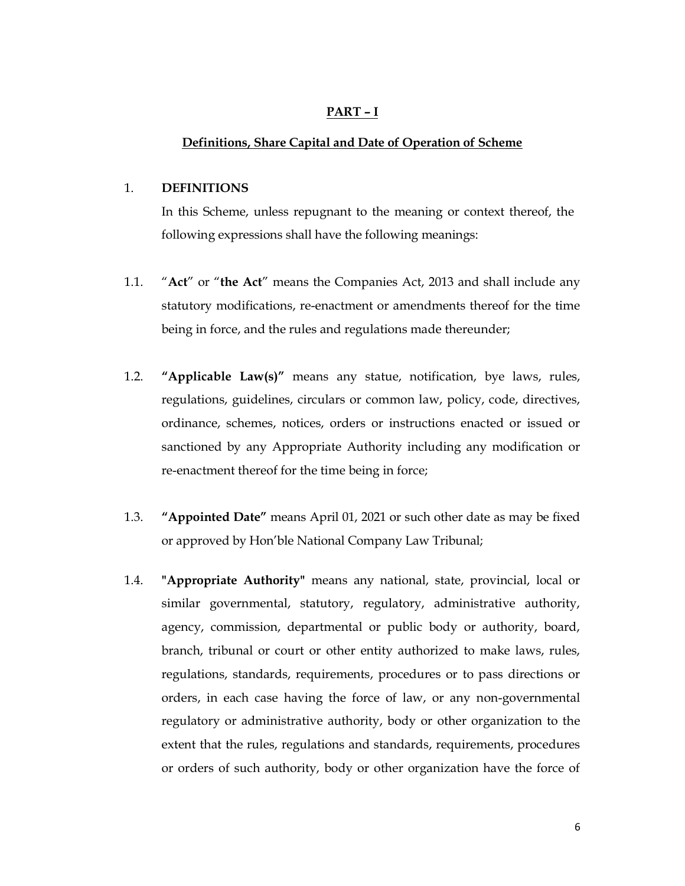## PART – I

### Definitions, Share Capital and Date of Operation of Scheme

1. **DEFINITIONS**

   In this Scheme, unless repugnant to the meaning or context thereof, the following expressions shall have the following meanings:

1.1. "**Act**" or "**the Act**" means the Companies Act, 2013 and shall include any statutory modifications, re-enactment or amendments thereof for the time being in force, and the rules and regulations made thereunder;

1.2. **"Applicable Law(s)"** means any statue, notification, bye laws, rules, regulations, guidelines, circulars or common law, policy, code, directives, ordinance, schemes, notices, orders or instructions enacted or issued or sanctioned by any Appropriate Authority including any modification or re-enactment thereof for the time being in force;

1.3. **"Appointed Date"** means April 01, 2021 or such other date as may be fixed or approved by Hon'ble National Company Law Tribunal;

1.4. **"Appropriate Authority"** means any national, state, provincial, local or similar governmental, statutory, regulatory, administrative authority, agency, commission, departmental or public body or authority, board, branch, tribunal or court or other entity authorized to make laws, rules, regulations, standards, requirements, procedures or to pass directions or orders, in each case having the force of law, or any non-governmental regulatory or administrative authority, body or other organization to the extent that the rules, regulations and standards, requirements, procedures or orders of such authority, body or other organization have the force of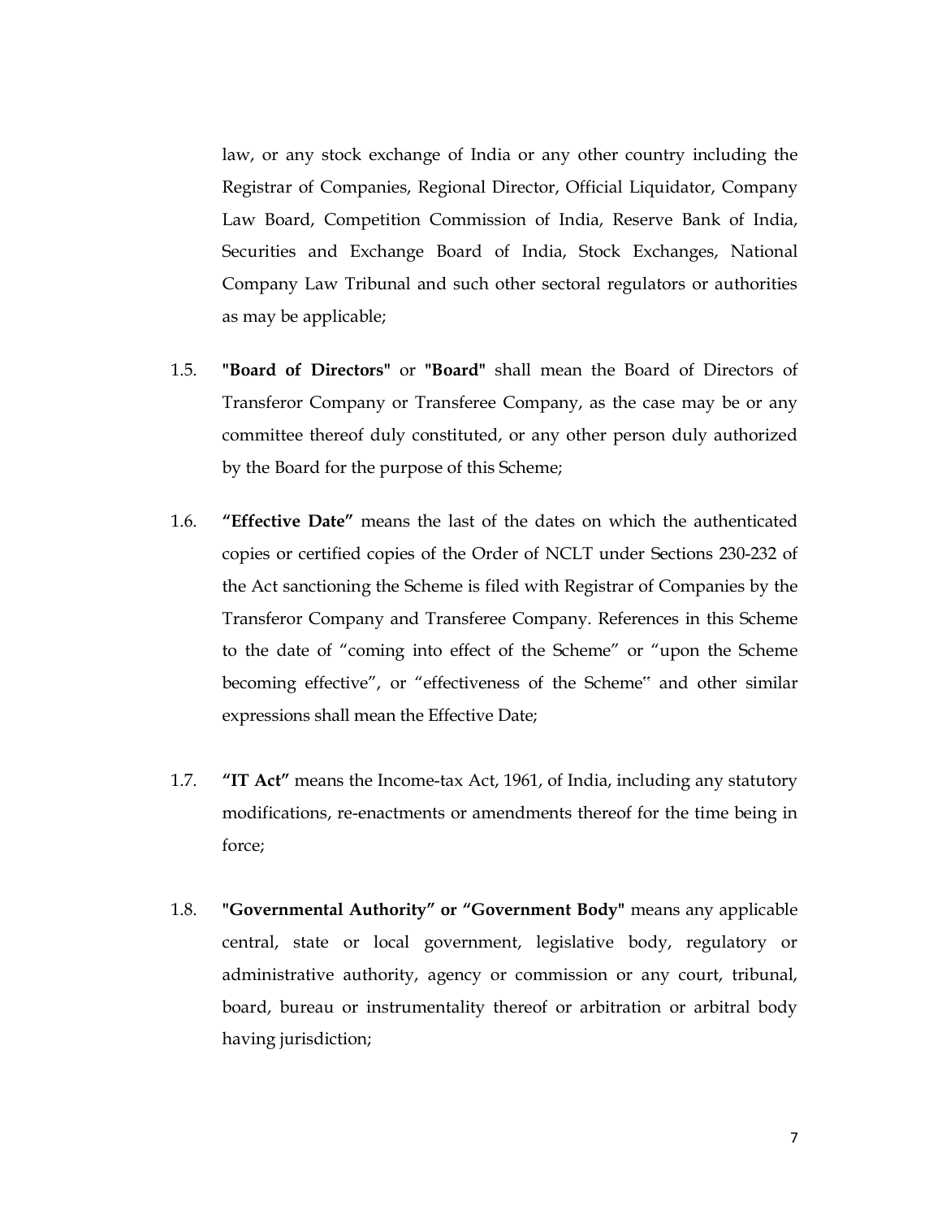law, or any stock exchange of India or any other country including the Registrar of Companies, Regional Director, Official Liquidator, Company Law Board, Competition Commission of India, Reserve Bank of India, Securities and Exchange Board of India, Stock Exchanges, National Company Law Tribunal and such other sectoral regulators or authorities as may be applicable;

1.5. **"Board of Directors"** or **"Board"** shall mean the Board of Directors of Transferor Company or Transferee Company, as the case may be or any committee thereof duly constituted, or any other person duly authorized by the Board for the purpose of this Scheme;

1.6. **"Effective Date"** means the last of the dates on which the authenticated copies or certified copies of the Order of NCLT under Sections 230-232 of the Act sanctioning the Scheme is filed with Registrar of Companies by the Transferor Company and Transferee Company. References in this Scheme to the date of "coming into effect of the Scheme" or "upon the Scheme becoming effective", or "effectiveness of the Scheme" and other similar expressions shall mean the Effective Date;

1.7. **"IT Act"** means the Income-tax Act, 1961, of India, including any statutory modifications, re-enactments or amendments thereof for the time being in force;

1.8. **"Governmental Authority" or "Government Body"** means any applicable central, state or local government, legislative body, regulatory or administrative authority, agency or commission or any court, tribunal, board, bureau or instrumentality thereof or arbitration or arbitral body having jurisdiction;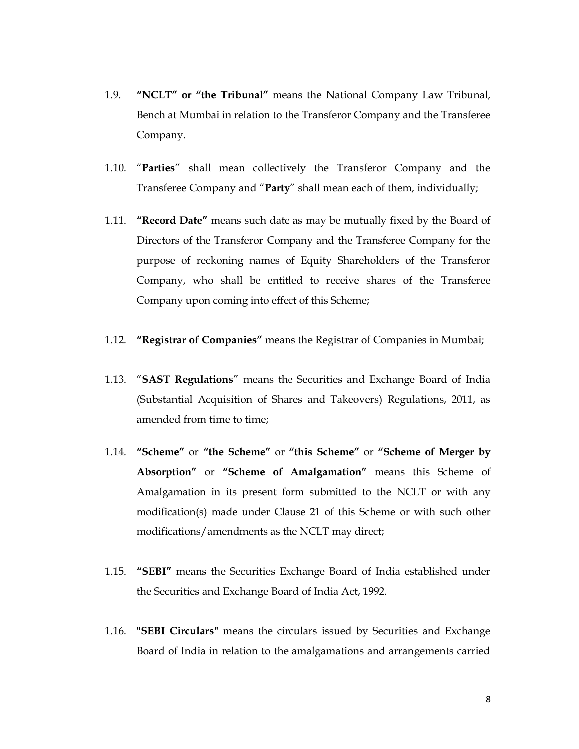1.9. **"NCLT" or "the Tribunal"** means the National Company Law Tribunal, Bench at Mumbai in relation to the Transferor Company and the Transferee Company.

1.10. "**Parties**" shall mean collectively the Transferor Company and the Transferee Company and "**Party**" shall mean each of them, individually;

1.11. **"Record Date"** means such date as may be mutually fixed by the Board of Directors of the Transferor Company and the Transferee Company for the purpose of reckoning names of Equity Shareholders of the Transferor Company, who shall be entitled to receive shares of the Transferee Company upon coming into effect of this Scheme;

1.12. **"Registrar of Companies"** means the Registrar of Companies in Mumbai;

1.13. "**SAST Regulations**" means the Securities and Exchange Board of India (Substantial Acquisition of Shares and Takeovers) Regulations, 2011, as amended from time to time;

1.14. **"Scheme"** or **"the Scheme"** or **"this Scheme"** or **"Scheme of Merger by Absorption"** or **"Scheme of Amalgamation"** means this Scheme of Amalgamation in its present form submitted to the NCLT or with any modification(s) made under Clause 21 of this Scheme or with such other modifications/amendments as the NCLT may direct;

1.15. **"SEBI"** means the Securities Exchange Board of India established under the Securities and Exchange Board of India Act, 1992.

1.16. **"SEBI Circulars"** means the circulars issued by Securities and Exchange Board of India in relation to the amalgamations and arrangements carried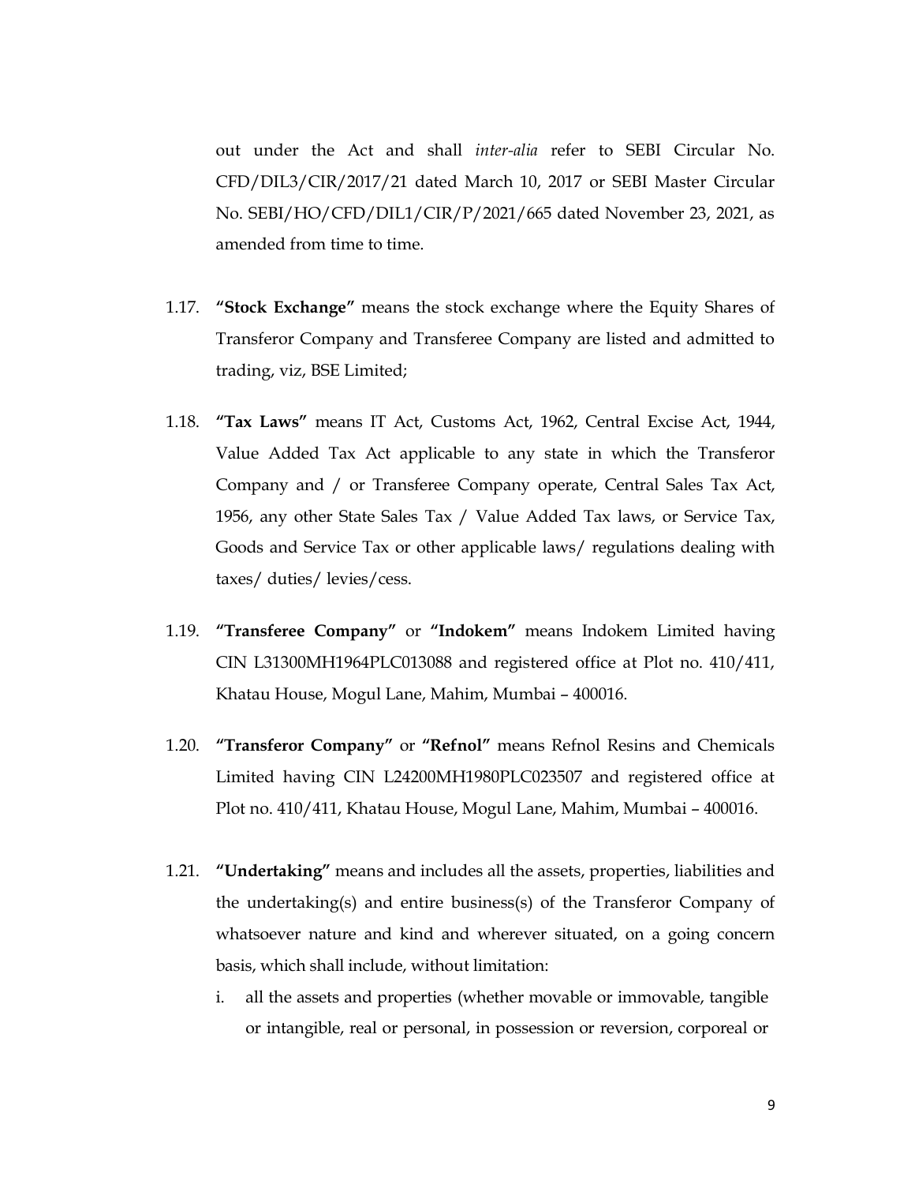out under the Act and shall *inter-alia* refer to SEBI Circular No. CFD/DIL3/CIR/2017/21 dated March 10, 2017 or SEBI Master Circular No. SEBI/HO/CFD/DIL1/CIR/P/2021/665 dated November 23, 2021, as amended from time to time.

1.17. **"Stock Exchange"** means the stock exchange where the Equity Shares of Transferor Company and Transferee Company are listed and admitted to trading, viz, BSE Limited;

1.18. **"Tax Laws"** means IT Act, Customs Act, 1962, Central Excise Act, 1944, Value Added Tax Act applicable to any state in which the Transferor Company and / or Transferee Company operate, Central Sales Tax Act, 1956, any other State Sales Tax / Value Added Tax laws, or Service Tax, Goods and Service Tax or other applicable laws/ regulations dealing with taxes/ duties/ levies/cess.

1.19. **"Transferee Company"** or **"Indokem"** means Indokem Limited having CIN L31300MH1964PLC013088 and registered office at Plot no. 410/411, Khatau House, Mogul Lane, Mahim, Mumbai – 400016.

1.20. **"Transferor Company"** or **"Refnol"** means Refnol Resins and Chemicals Limited having CIN L24200MH1980PLC023507 and registered office at Plot no. 410/411, Khatau House, Mogul Lane, Mahim, Mumbai – 400016.

1.21. **"Undertaking"** means and includes all the assets, properties, liabilities and the undertaking(s) and entire business(s) of the Transferor Company of whatsoever nature and kind and wherever situated, on a going concern basis, which shall include, without limitation:

i. all the assets and properties (whether movable or immovable, tangible or intangible, real or personal, in possession or reversion, corporeal or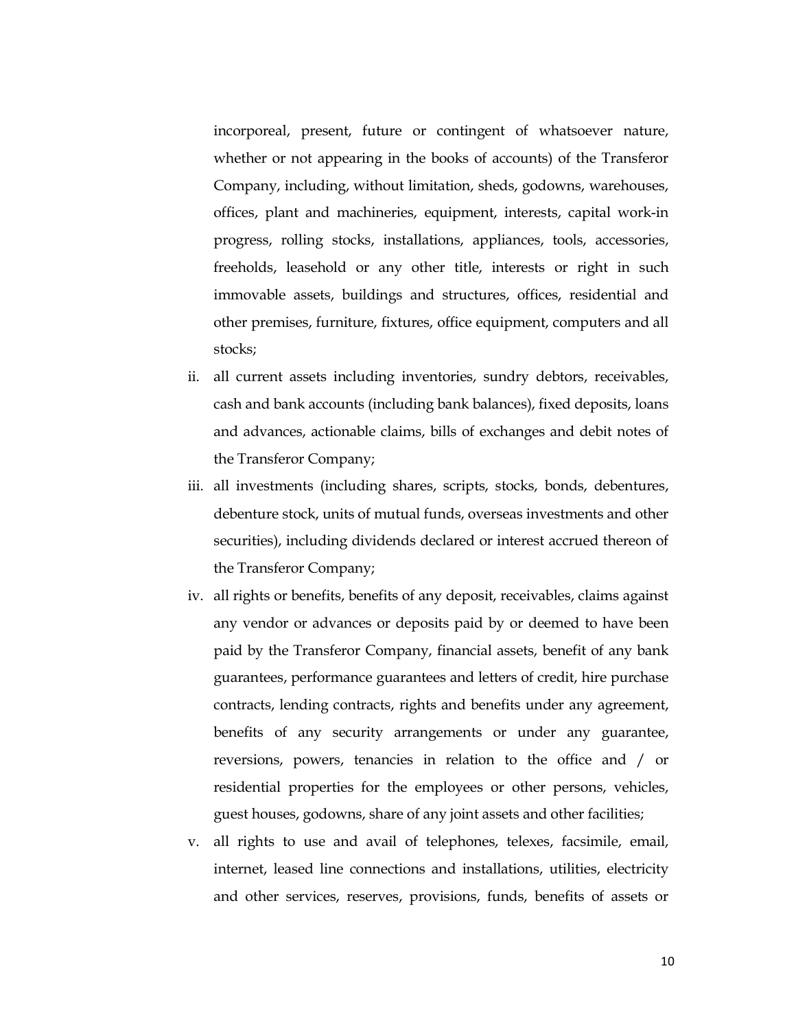incorporeal, present, future or contingent of whatsoever nature, whether or not appearing in the books of accounts) of the Transferor Company, including, without limitation, sheds, godowns, warehouses, offices, plant and machineries, equipment, interests, capital work-in progress, rolling stocks, installations, appliances, tools, accessories, freeholds, leasehold or any other title, interests or right in such immovable assets, buildings and structures, offices, residential and other premises, furniture, fixtures, office equipment, computers and all stocks;

ii. all current assets including inventories, sundry debtors, receivables, cash and bank accounts (including bank balances), fixed deposits, loans and advances, actionable claims, bills of exchanges and debit notes of the Transferor Company;

iii. all investments (including shares, scripts, stocks, bonds, debentures, debenture stock, units of mutual funds, overseas investments and other securities), including dividends declared or interest accrued thereon of the Transferor Company;

iv. all rights or benefits, benefits of any deposit, receivables, claims against any vendor or advances or deposits paid by or deemed to have been paid by the Transferor Company, financial assets, benefit of any bank guarantees, performance guarantees and letters of credit, hire purchase contracts, lending contracts, rights and benefits under any agreement, benefits of any security arrangements or under any guarantee, reversions, powers, tenancies in relation to the office and / or residential properties for the employees or other persons, vehicles, guest houses, godowns, share of any joint assets and other facilities;

v. all rights to use and avail of telephones, telexes, facsimile, email, internet, leased line connections and installations, utilities, electricity and other services, reserves, provisions, funds, benefits of assets or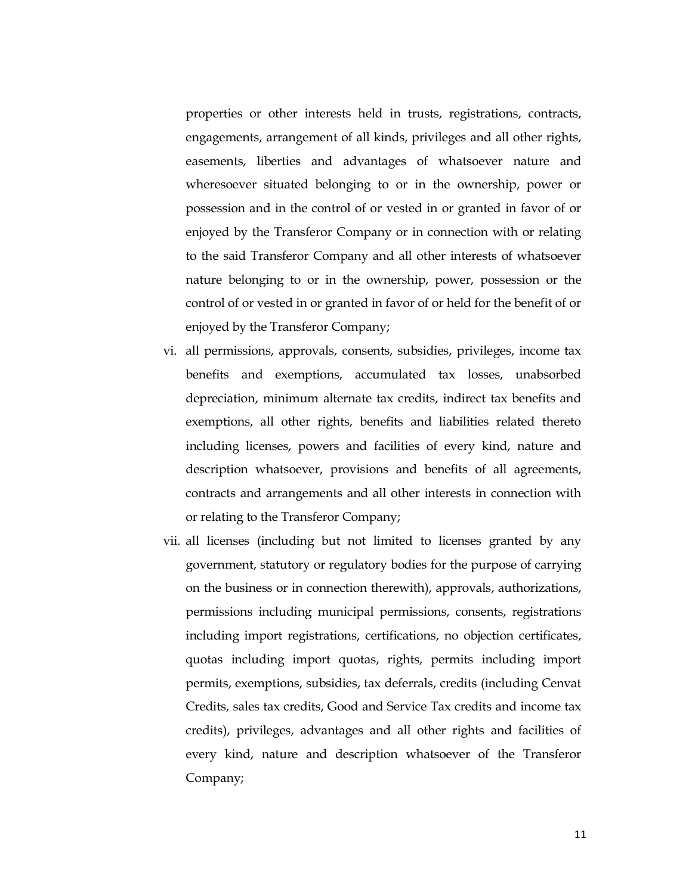properties or other interests held in trusts, registrations, contracts, engagements, arrangement of all kinds, privileges and all other rights, easements, liberties and advantages of whatsoever nature and wheresoever situated belonging to or in the ownership, power or possession and in the control of or vested in or granted in favor of or enjoyed by the Transferor Company or in connection with or relating to the said Transferor Company and all other interests of whatsoever nature belonging to or in the ownership, power, possession or the control of or vested in or granted in favor of or held for the benefit of or enjoyed by the Transferor Company;

vi. all permissions, approvals, consents, subsidies, privileges, income tax benefits and exemptions, accumulated tax losses, unabsorbed depreciation, minimum alternate tax credits, indirect tax benefits and exemptions, all other rights, benefits and liabilities related thereto including licenses, powers and facilities of every kind, nature and description whatsoever, provisions and benefits of all agreements, contracts and arrangements and all other interests in connection with or relating to the Transferor Company;

vii. all licenses (including but not limited to licenses granted by any government, statutory or regulatory bodies for the purpose of carrying on the business or in connection therewith), approvals, authorizations, permissions including municipal permissions, consents, registrations including import registrations, certifications, no objection certificates, quotas including import quotas, rights, permits including import permits, exemptions, subsidies, tax deferrals, credits (including Cenvat Credits, sales tax credits, Good and Service Tax credits and income tax credits), privileges, advantages and all other rights and facilities of every kind, nature and description whatsoever of the Transferor Company;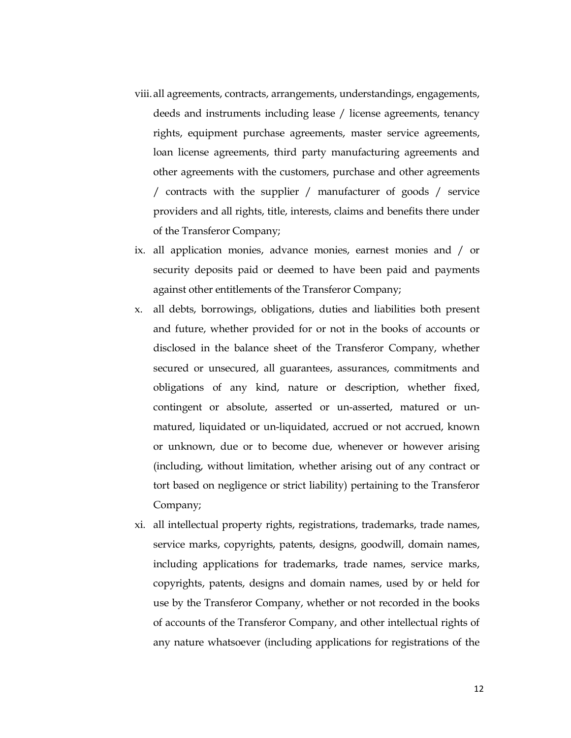viii. all agreements, contracts, arrangements, understandings, engagements, deeds and instruments including lease / license agreements, tenancy rights, equipment purchase agreements, master service agreements, loan license agreements, third party manufacturing agreements and other agreements with the customers, purchase and other agreements / contracts with the supplier / manufacturer of goods / service providers and all rights, title, interests, claims and benefits there under of the Transferor Company;

ix. all application monies, advance monies, earnest monies and / or security deposits paid or deemed to have been paid and payments against other entitlements of the Transferor Company;

x. all debts, borrowings, obligations, duties and liabilities both present and future, whether provided for or not in the books of accounts or disclosed in the balance sheet of the Transferor Company, whether secured or unsecured, all guarantees, assurances, commitments and obligations of any kind, nature or description, whether fixed, contingent or absolute, asserted or un-asserted, matured or un-matured, liquidated or un-liquidated, accrued or not accrued, known or unknown, due or to become due, whenever or however arising (including, without limitation, whether arising out of any contract or tort based on negligence or strict liability) pertaining to the Transferor Company;

xi. all intellectual property rights, registrations, trademarks, trade names, service marks, copyrights, patents, designs, goodwill, domain names, including applications for trademarks, trade names, service marks, copyrights, patents, designs and domain names, used by or held for use by the Transferor Company, whether or not recorded in the books of accounts of the Transferor Company, and other intellectual rights of any nature whatsoever (including applications for registrations of the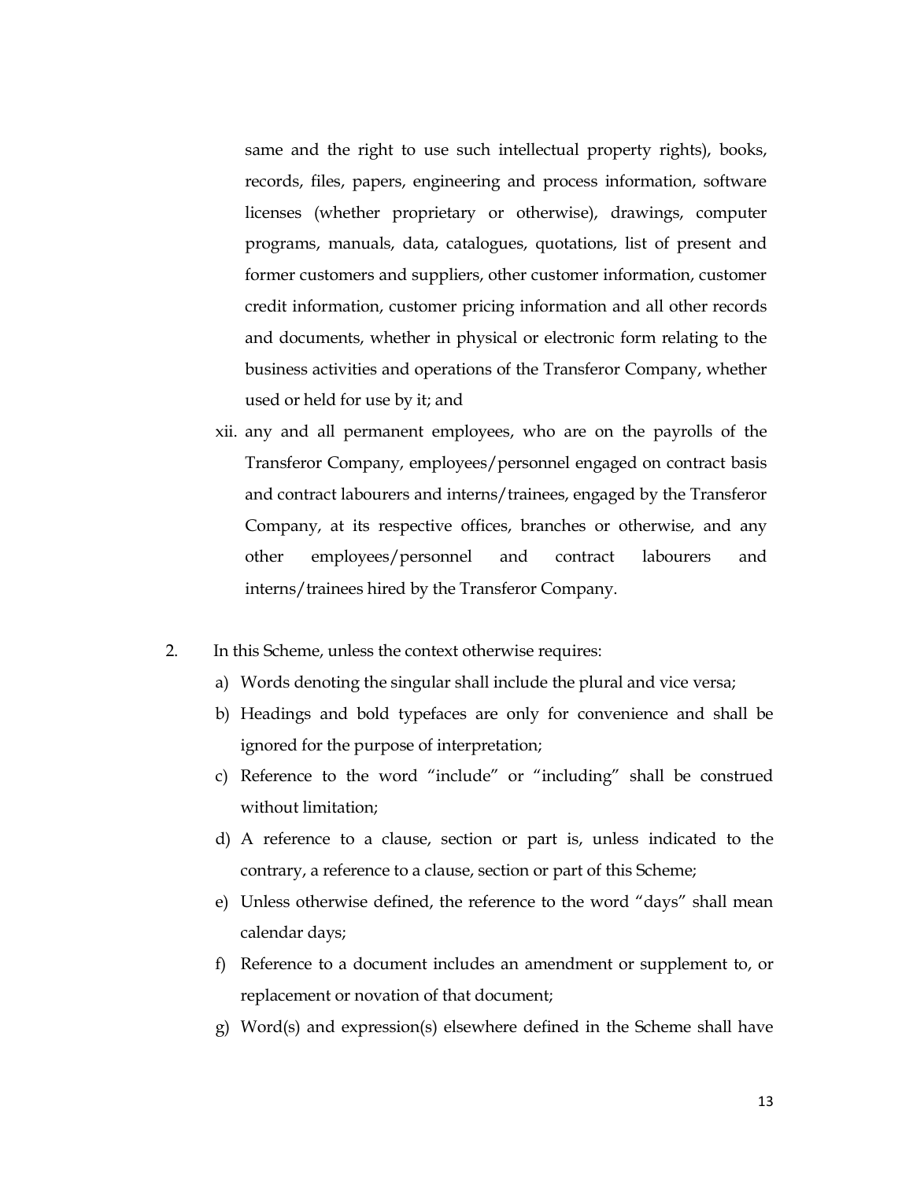same and the right to use such intellectual property rights), books, records, files, papers, engineering and process information, software licenses (whether proprietary or otherwise), drawings, computer programs, manuals, data, catalogues, quotations, list of present and former customers and suppliers, other customer information, customer credit information, customer pricing information and all other records and documents, whether in physical or electronic form relating to the business activities and operations of the Transferor Company, whether used or held for use by it; and

xii. any and all permanent employees, who are on the payrolls of the Transferor Company, employees/personnel engaged on contract basis and contract labourers and interns/trainees, engaged by the Transferor Company, at its respective offices, branches or otherwise, and any other employees/personnel and contract labourers and interns/trainees hired by the Transferor Company.

2. In this Scheme, unless the context otherwise requires:

a) Words denoting the singular shall include the plural and vice versa;

b) Headings and bold typefaces are only for convenience and shall be ignored for the purpose of interpretation;

c) Reference to the word "include" or "including" shall be construed without limitation;

d) A reference to a clause, section or part is, unless indicated to the contrary, a reference to a clause, section or part of this Scheme;

e) Unless otherwise defined, the reference to the word "days" shall mean calendar days;

f) Reference to a document includes an amendment or supplement to, or replacement or novation of that document;

g) Word(s) and expression(s) elsewhere defined in the Scheme shall have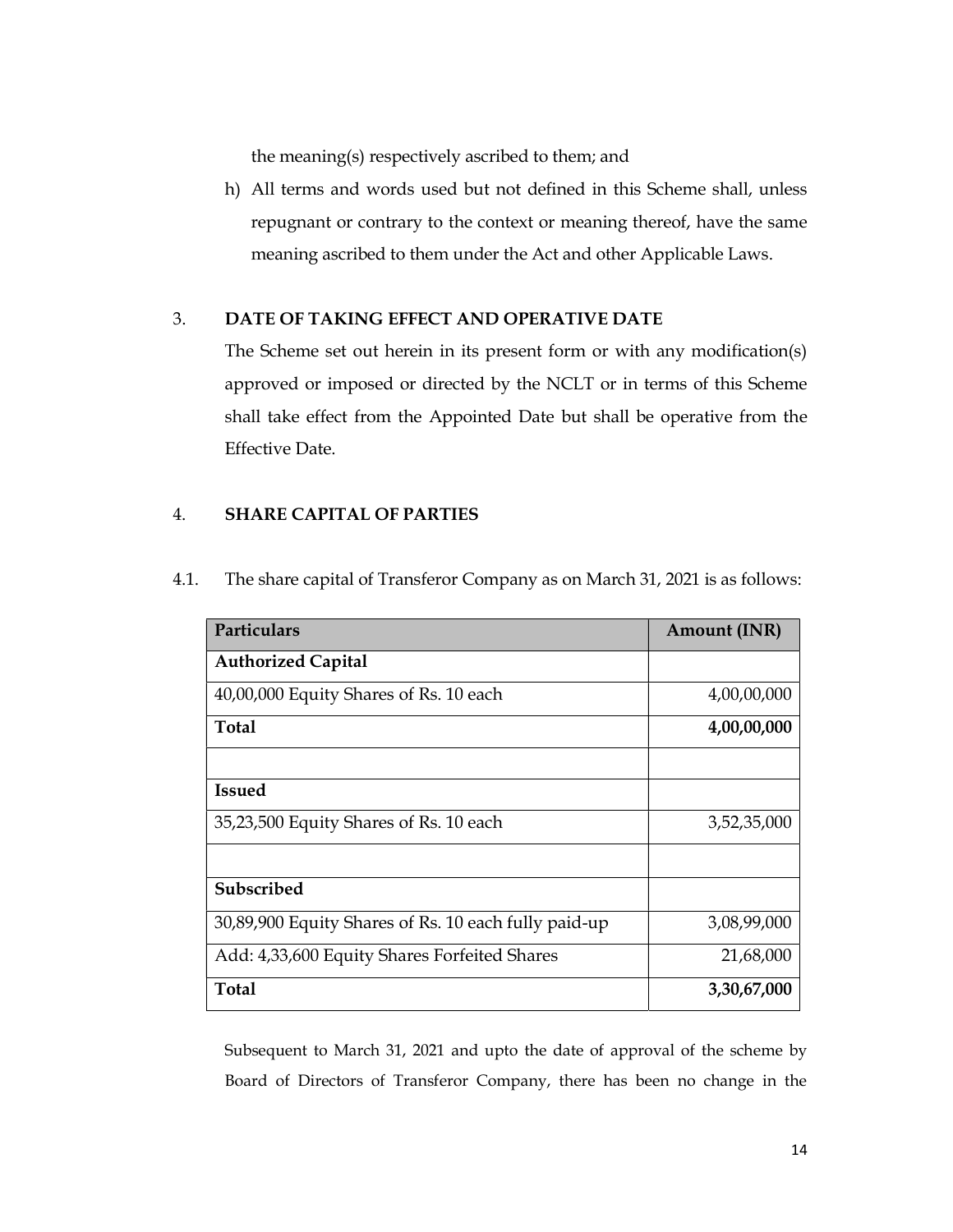the meaning(s) respectively ascribed to them; and

h) All terms and words used but not defined in this Scheme shall, unless repugnant or contrary to the context or meaning thereof, have the same meaning ascribed to them under the Act and other Applicable Laws.

3. **DATE OF TAKING EFFECT AND OPERATIVE DATE**

The Scheme set out herein in its present form or with any modification(s) approved or imposed or directed by the NCLT or in terms of this Scheme shall take effect from the Appointed Date but shall be operative from the Effective Date.

4. **SHARE CAPITAL OF PARTIES**

4.1. The share capital of Transferor Company as on March 31, 2021 is as follows:

| Particulars | Amount (INR) |
|---|---|
| **Authorized Capital** | |
| 40,00,000 Equity Shares of Rs. 10 each | 4,00,00,000 |
| **Total** | **4,00,00,000** |
| | |
| **Issued** | |
| 35,23,500 Equity Shares of Rs. 10 each | 3,52,35,000 |
| | |
| **Subscribed** | |
| 30,89,900 Equity Shares of Rs. 10 each fully paid-up | 3,08,99,000 |
| Add: 4,33,600 Equity Shares Forfeited Shares | 21,68,000 |
| **Total** | **3,30,67,000** |

Subsequent to March 31, 2021 and upto the date of approval of the scheme by Board of Directors of Transferor Company, there has been no change in the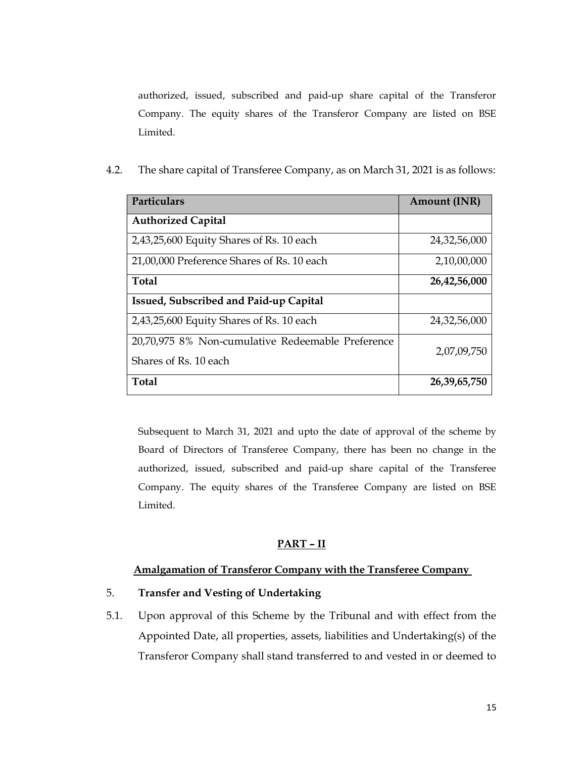authorized, issued, subscribed and paid-up share capital of the Transferor Company. The equity shares of the Transferor Company are listed on BSE Limited.

4.2. The share capital of Transferee Company, as on March 31, 2021 is as follows:

| Particulars | Amount (INR) |
|---|---|
| **Authorized Capital** | |
| 2,43,25,600 Equity Shares of Rs. 10 each | 24,32,56,000 |
| 21,00,000 Preference Shares of Rs. 10 each | 2,10,00,000 |
| **Total** | **26,42,56,000** |
| **Issued, Subscribed and Paid-up Capital** | |
| 2,43,25,600 Equity Shares of Rs. 10 each | 24,32,56,000 |
| 20,70,975 8% Non-cumulative Redeemable Preference Shares of Rs. 10 each | 2,07,09,750 |
| **Total** | **26,39,65,750** |

Subsequent to March 31, 2021 and upto the date of approval of the scheme by Board of Directors of Transferee Company, there has been no change in the authorized, issued, subscribed and paid-up share capital of the Transferee Company. The equity shares of the Transferee Company are listed on BSE Limited.

## PART – II

### Amalgamation of Transferor Company with the Transferee Company

5. **Transfer and Vesting of Undertaking**

5.1. Upon approval of this Scheme by the Tribunal and with effect from the Appointed Date, all properties, assets, liabilities and Undertaking(s) of the Transferor Company shall stand transferred to and vested in or deemed to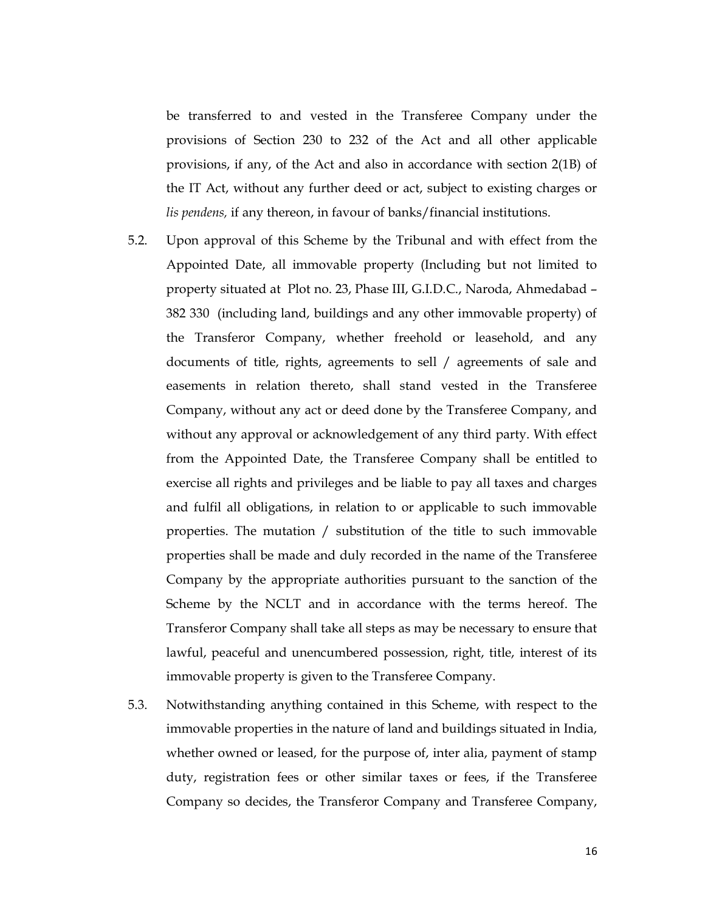be transferred to and vested in the Transferee Company under the provisions of Section 230 to 232 of the Act and all other applicable provisions, if any, of the Act and also in accordance with section 2(1B) of the IT Act, without any further deed or act, subject to existing charges or *lis pendens,* if any thereon, in favour of banks/financial institutions.

5.2. Upon approval of this Scheme by the Tribunal and with effect from the Appointed Date, all immovable property (Including but not limited to property situated at Plot no. 23, Phase III, G.I.D.C., Naroda, Ahmedabad – 382 330 (including land, buildings and any other immovable property) of the Transferor Company, whether freehold or leasehold, and any documents of title, rights, agreements to sell / agreements of sale and easements in relation thereto, shall stand vested in the Transferee Company, without any act or deed done by the Transferee Company, and without any approval or acknowledgement of any third party. With effect from the Appointed Date, the Transferee Company shall be entitled to exercise all rights and privileges and be liable to pay all taxes and charges and fulfil all obligations, in relation to or applicable to such immovable properties. The mutation / substitution of the title to such immovable properties shall be made and duly recorded in the name of the Transferee Company by the appropriate authorities pursuant to the sanction of the Scheme by the NCLT and in accordance with the terms hereof. The Transferor Company shall take all steps as may be necessary to ensure that lawful, peaceful and unencumbered possession, right, title, interest of its immovable property is given to the Transferee Company.

5.3. Notwithstanding anything contained in this Scheme, with respect to the immovable properties in the nature of land and buildings situated in India, whether owned or leased, for the purpose of, inter alia, payment of stamp duty, registration fees or other similar taxes or fees, if the Transferee Company so decides, the Transferor Company and Transferee Company,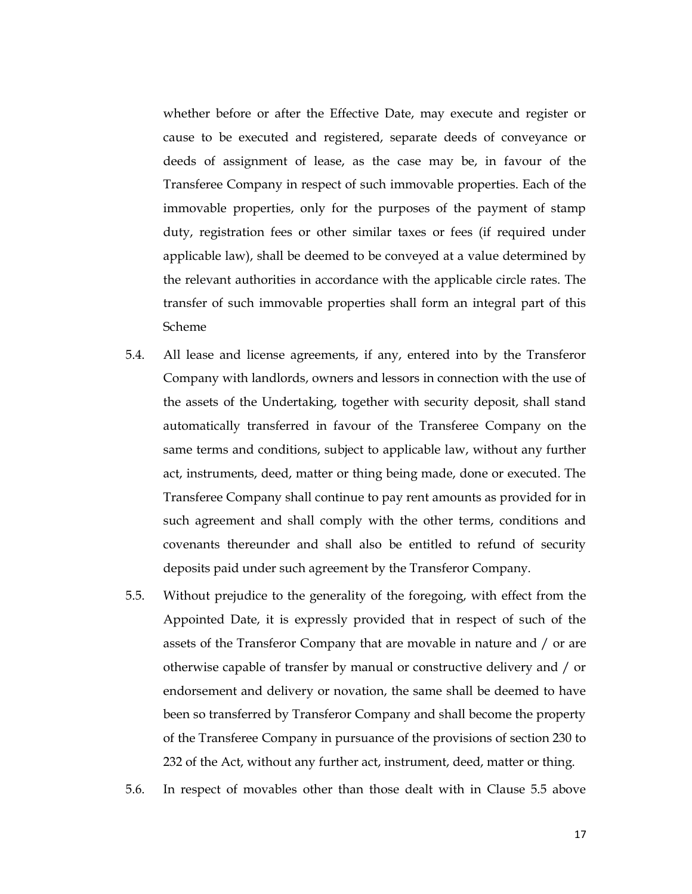whether before or after the Effective Date, may execute and register or cause to be executed and registered, separate deeds of conveyance or deeds of assignment of lease, as the case may be, in favour of the Transferee Company in respect of such immovable properties. Each of the immovable properties, only for the purposes of the payment of stamp duty, registration fees or other similar taxes or fees (if required under applicable law), shall be deemed to be conveyed at a value determined by the relevant authorities in accordance with the applicable circle rates. The transfer of such immovable properties shall form an integral part of this Scheme

5.4. All lease and license agreements, if any, entered into by the Transferor Company with landlords, owners and lessors in connection with the use of the assets of the Undertaking, together with security deposit, shall stand automatically transferred in favour of the Transferee Company on the same terms and conditions, subject to applicable law, without any further act, instruments, deed, matter or thing being made, done or executed. The Transferee Company shall continue to pay rent amounts as provided for in such agreement and shall comply with the other terms, conditions and covenants thereunder and shall also be entitled to refund of security deposits paid under such agreement by the Transferor Company.

5.5. Without prejudice to the generality of the foregoing, with effect from the Appointed Date, it is expressly provided that in respect of such of the assets of the Transferor Company that are movable in nature and / or are otherwise capable of transfer by manual or constructive delivery and / or endorsement and delivery or novation, the same shall be deemed to have been so transferred by Transferor Company and shall become the property of the Transferee Company in pursuance of the provisions of section 230 to 232 of the Act, without any further act, instrument, deed, matter or thing.

5.6. In respect of movables other than those dealt with in Clause 5.5 above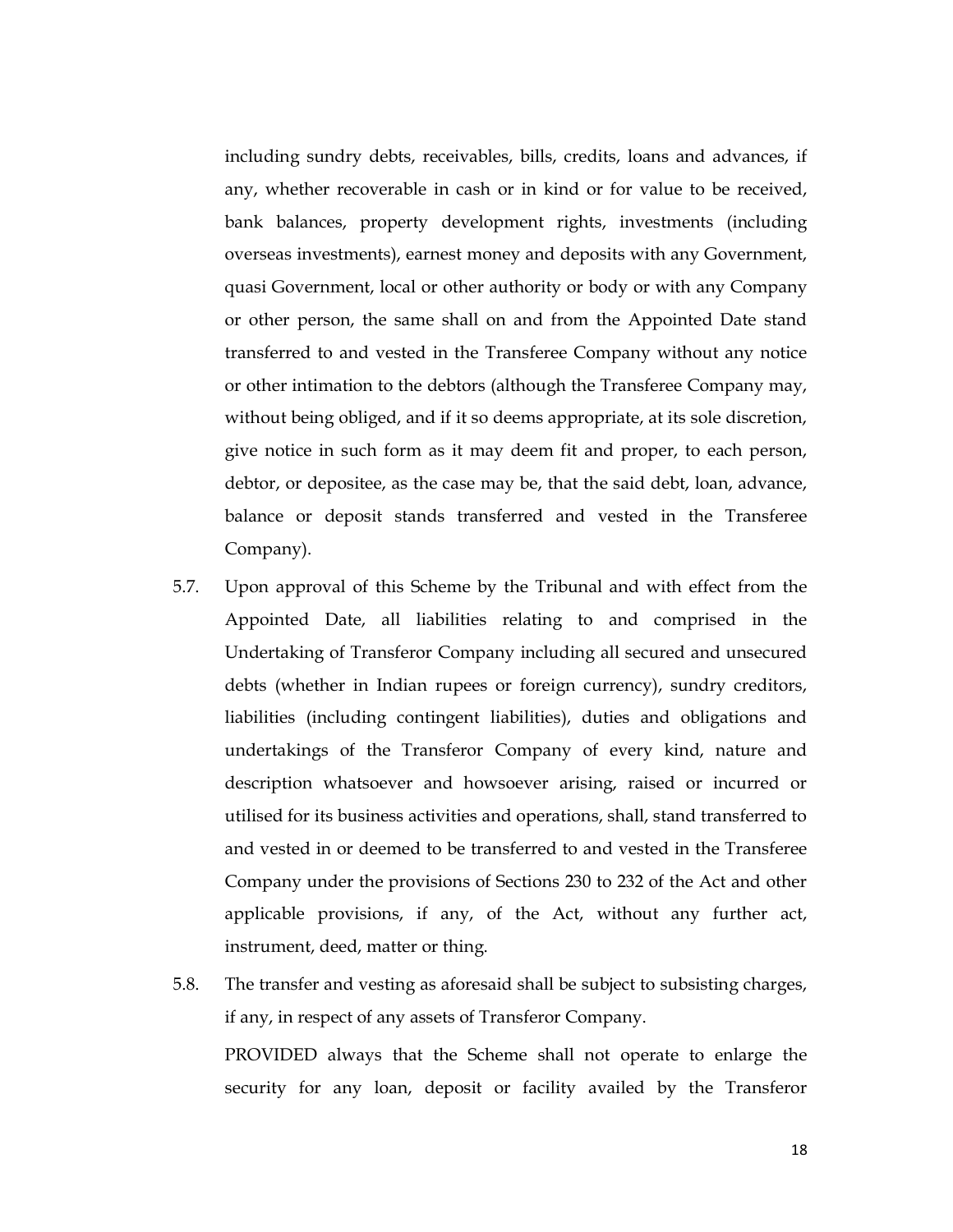including sundry debts, receivables, bills, credits, loans and advances, if any, whether recoverable in cash or in kind or for value to be received, bank balances, property development rights, investments (including overseas investments), earnest money and deposits with any Government, quasi Government, local or other authority or body or with any Company or other person, the same shall on and from the Appointed Date stand transferred to and vested in the Transferee Company without any notice or other intimation to the debtors (although the Transferee Company may, without being obliged, and if it so deems appropriate, at its sole discretion, give notice in such form as it may deem fit and proper, to each person, debtor, or depositee, as the case may be, that the said debt, loan, advance, balance or deposit stands transferred and vested in the Transferee Company).

5.7. Upon approval of this Scheme by the Tribunal and with effect from the Appointed Date, all liabilities relating to and comprised in the Undertaking of Transferor Company including all secured and unsecured debts (whether in Indian rupees or foreign currency), sundry creditors, liabilities (including contingent liabilities), duties and obligations and undertakings of the Transferor Company of every kind, nature and description whatsoever and howsoever arising, raised or incurred or utilised for its business activities and operations, shall, stand transferred to and vested in or deemed to be transferred to and vested in the Transferee Company under the provisions of Sections 230 to 232 of the Act and other applicable provisions, if any, of the Act, without any further act, instrument, deed, matter or thing.

5.8. The transfer and vesting as aforesaid shall be subject to subsisting charges, if any, in respect of any assets of Transferor Company.

PROVIDED always that the Scheme shall not operate to enlarge the security for any loan, deposit or facility availed by the Transferor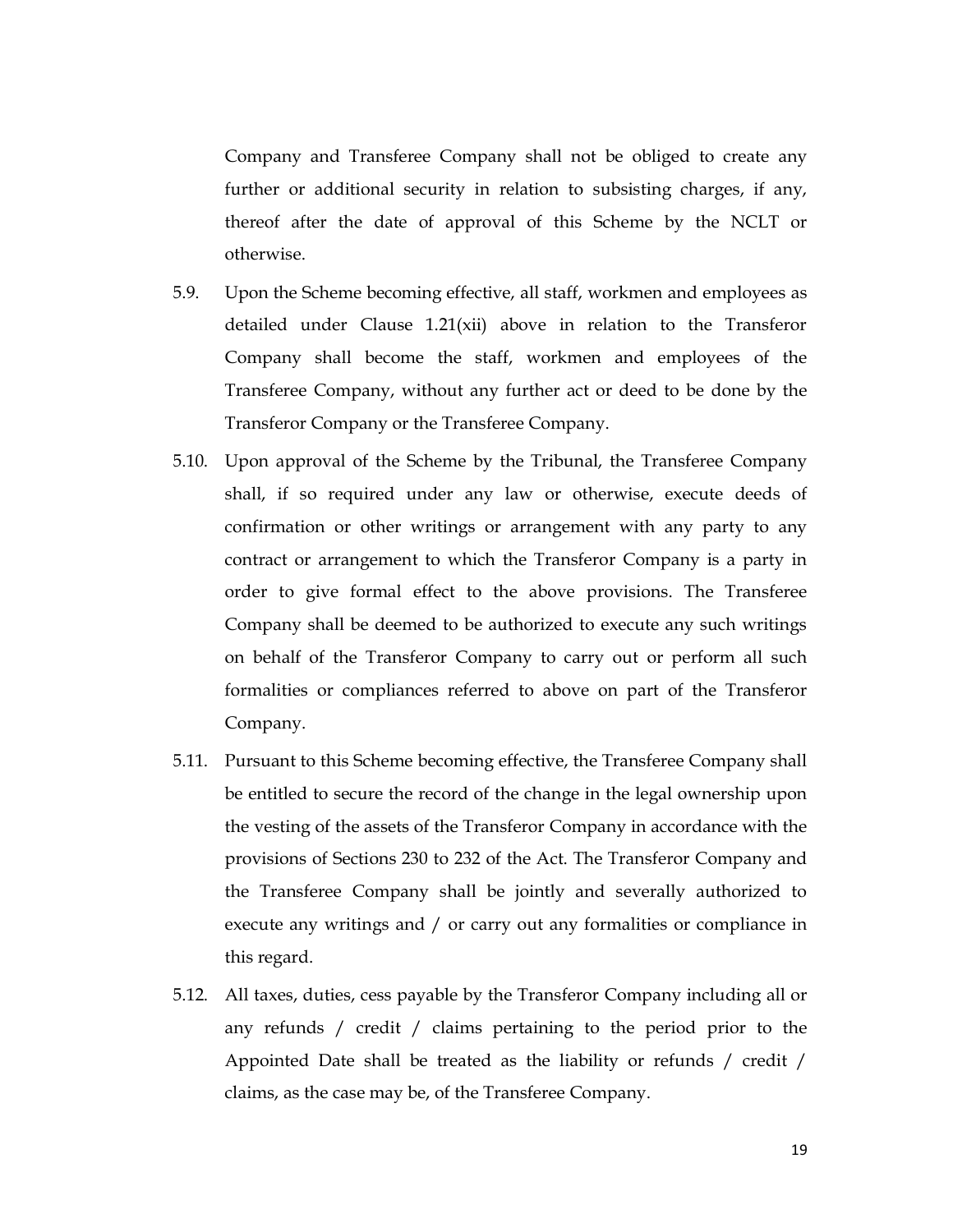Company and Transferee Company shall not be obliged to create any further or additional security in relation to subsisting charges, if any, thereof after the date of approval of this Scheme by the NCLT or otherwise.

5.9. Upon the Scheme becoming effective, all staff, workmen and employees as detailed under Clause 1.21(xii) above in relation to the Transferor Company shall become the staff, workmen and employees of the Transferee Company, without any further act or deed to be done by the Transferor Company or the Transferee Company.

5.10. Upon approval of the Scheme by the Tribunal, the Transferee Company shall, if so required under any law or otherwise, execute deeds of confirmation or other writings or arrangement with any party to any contract or arrangement to which the Transferor Company is a party in order to give formal effect to the above provisions. The Transferee Company shall be deemed to be authorized to execute any such writings on behalf of the Transferor Company to carry out or perform all such formalities or compliances referred to above on part of the Transferor Company.

5.11. Pursuant to this Scheme becoming effective, the Transferee Company shall be entitled to secure the record of the change in the legal ownership upon the vesting of the assets of the Transferor Company in accordance with the provisions of Sections 230 to 232 of the Act. The Transferor Company and the Transferee Company shall be jointly and severally authorized to execute any writings and / or carry out any formalities or compliance in this regard.

5.12. All taxes, duties, cess payable by the Transferor Company including all or any refunds / credit / claims pertaining to the period prior to the Appointed Date shall be treated as the liability or refunds / credit / claims, as the case may be, of the Transferee Company.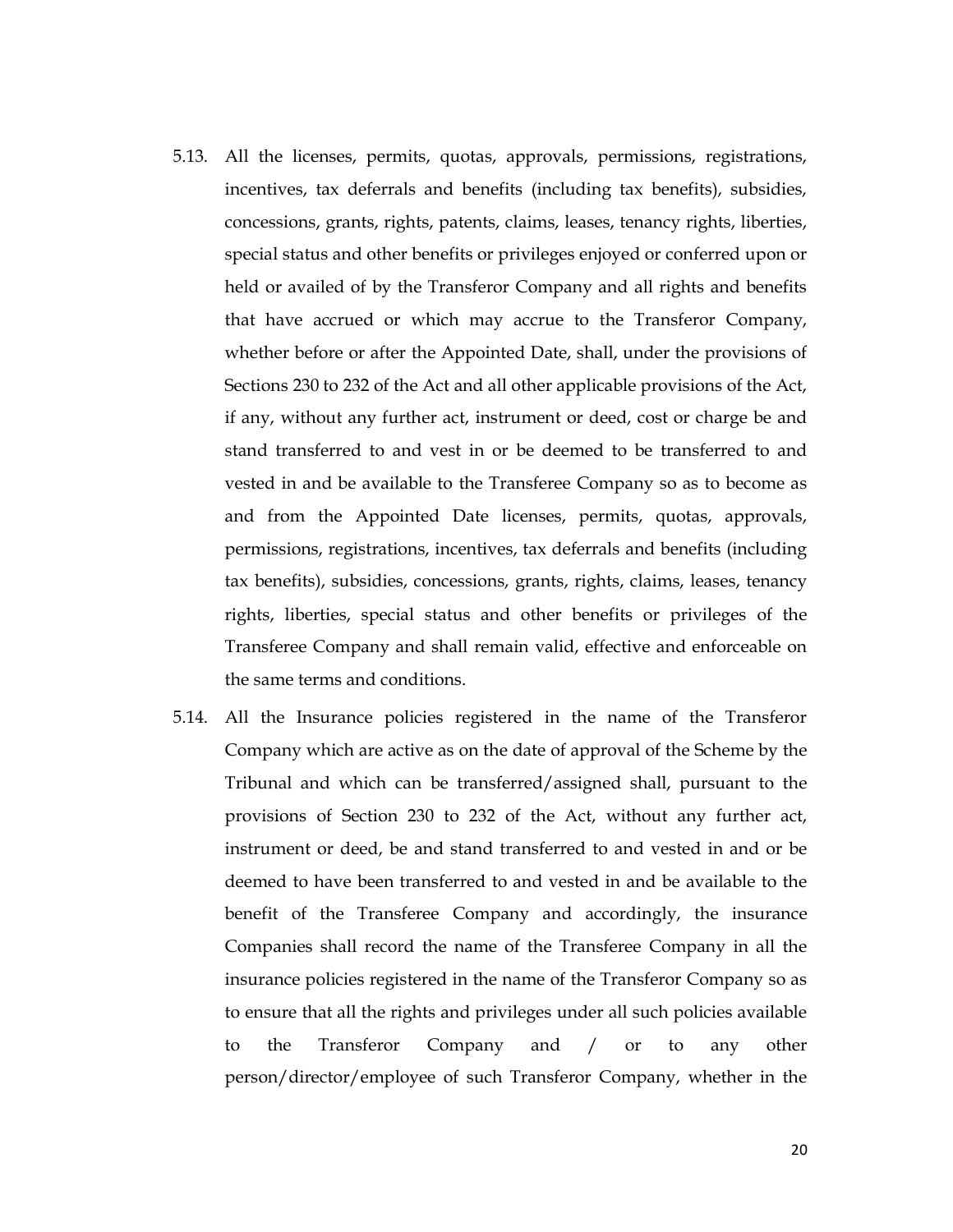5.13. All the licenses, permits, quotas, approvals, permissions, registrations, incentives, tax deferrals and benefits (including tax benefits), subsidies, concessions, grants, rights, patents, claims, leases, tenancy rights, liberties, special status and other benefits or privileges enjoyed or conferred upon or held or availed of by the Transferor Company and all rights and benefits that have accrued or which may accrue to the Transferor Company, whether before or after the Appointed Date, shall, under the provisions of Sections 230 to 232 of the Act and all other applicable provisions of the Act, if any, without any further act, instrument or deed, cost or charge be and stand transferred to and vest in or be deemed to be transferred to and vested in and be available to the Transferee Company so as to become as and from the Appointed Date licenses, permits, quotas, approvals, permissions, registrations, incentives, tax deferrals and benefits (including tax benefits), subsidies, concessions, grants, rights, claims, leases, tenancy rights, liberties, special status and other benefits or privileges of the Transferee Company and shall remain valid, effective and enforceable on the same terms and conditions.

5.14. All the Insurance policies registered in the name of the Transferor Company which are active as on the date of approval of the Scheme by the Tribunal and which can be transferred/assigned shall, pursuant to the provisions of Section 230 to 232 of the Act, without any further act, instrument or deed, be and stand transferred to and vested in and or be deemed to have been transferred to and vested in and be available to the benefit of the Transferee Company and accordingly, the insurance Companies shall record the name of the Transferee Company in all the insurance policies registered in the name of the Transferor Company so as to ensure that all the rights and privileges under all such policies available to the Transferor Company and / or to any other person/director/employee of such Transferor Company, whether in the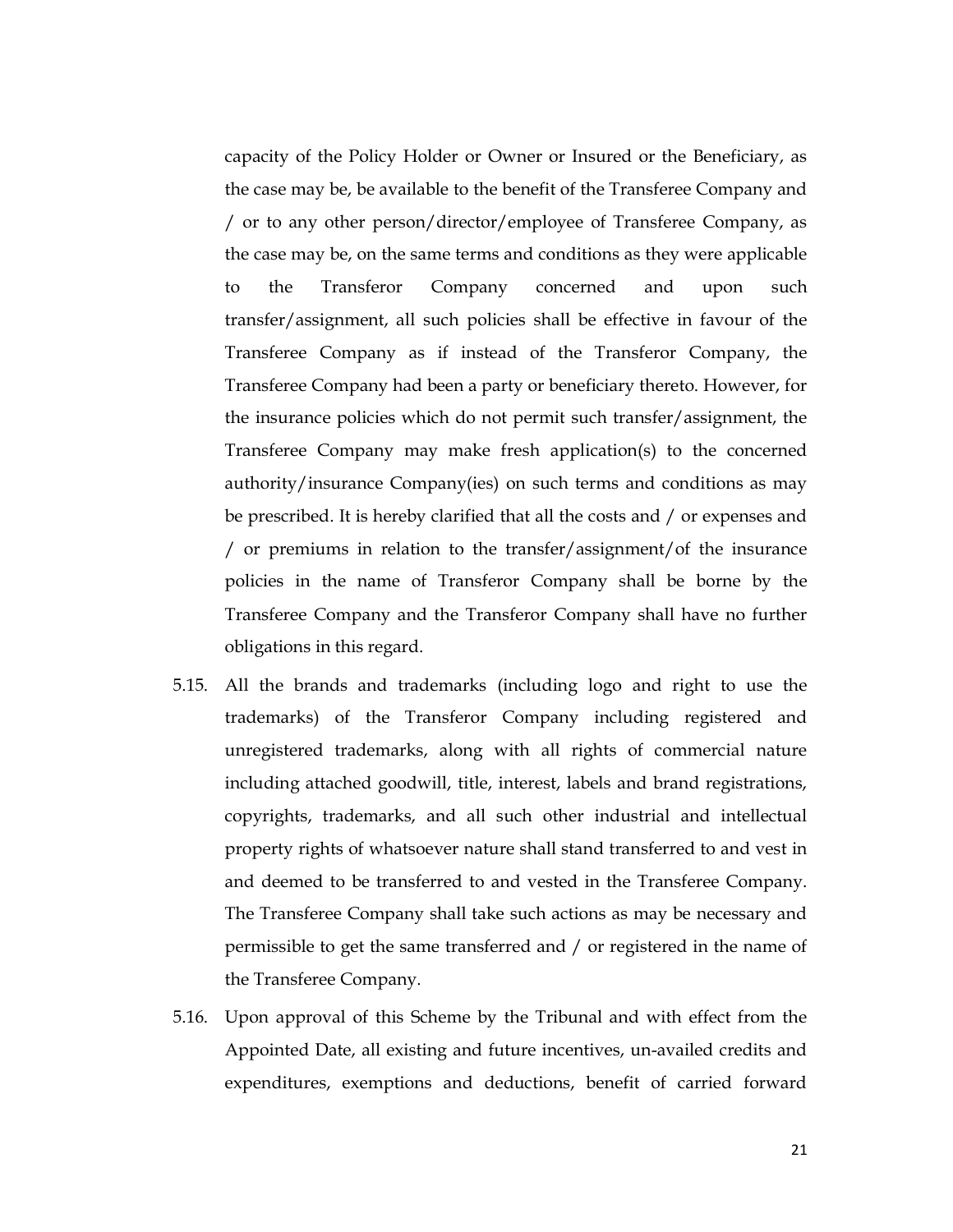capacity of the Policy Holder or Owner or Insured or the Beneficiary, as the case may be, be available to the benefit of the Transferee Company and / or to any other person/director/employee of Transferee Company, as the case may be, on the same terms and conditions as they were applicable to the Transferor Company concerned and upon such transfer/assignment, all such policies shall be effective in favour of the Transferee Company as if instead of the Transferor Company, the Transferee Company had been a party or beneficiary thereto. However, for the insurance policies which do not permit such transfer/assignment, the Transferee Company may make fresh application(s) to the concerned authority/insurance Company(ies) on such terms and conditions as may be prescribed. It is hereby clarified that all the costs and / or expenses and / or premiums in relation to the transfer/assignment/of the insurance policies in the name of Transferor Company shall be borne by the Transferee Company and the Transferor Company shall have no further obligations in this regard.

5.15. All the brands and trademarks (including logo and right to use the trademarks) of the Transferor Company including registered and unregistered trademarks, along with all rights of commercial nature including attached goodwill, title, interest, labels and brand registrations, copyrights, trademarks, and all such other industrial and intellectual property rights of whatsoever nature shall stand transferred to and vest in and deemed to be transferred to and vested in the Transferee Company. The Transferee Company shall take such actions as may be necessary and permissible to get the same transferred and / or registered in the name of the Transferee Company.

5.16. Upon approval of this Scheme by the Tribunal and with effect from the Appointed Date, all existing and future incentives, un-availed credits and expenditures, exemptions and deductions, benefit of carried forward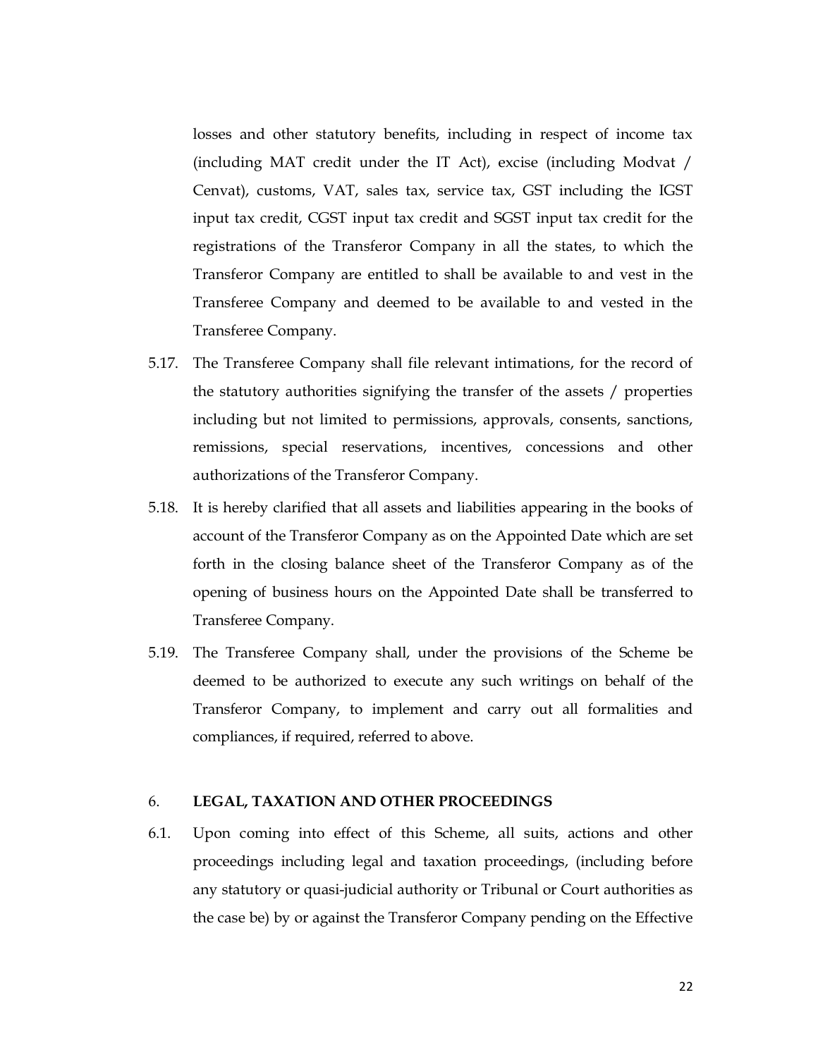losses and other statutory benefits, including in respect of income tax (including MAT credit under the IT Act), excise (including Modvat / Cenvat), customs, VAT, sales tax, service tax, GST including the IGST input tax credit, CGST input tax credit and SGST input tax credit for the registrations of the Transferor Company in all the states, to which the Transferor Company are entitled to shall be available to and vest in the Transferee Company and deemed to be available to and vested in the Transferee Company.

5.17. The Transferee Company shall file relevant intimations, for the record of the statutory authorities signifying the transfer of the assets / properties including but not limited to permissions, approvals, consents, sanctions, remissions, special reservations, incentives, concessions and other authorizations of the Transferor Company.

5.18. It is hereby clarified that all assets and liabilities appearing in the books of account of the Transferor Company as on the Appointed Date which are set forth in the closing balance sheet of the Transferor Company as of the opening of business hours on the Appointed Date shall be transferred to Transferee Company.

5.19. The Transferee Company shall, under the provisions of the Scheme be deemed to be authorized to execute any such writings on behalf of the Transferor Company, to implement and carry out all formalities and compliances, if required, referred to above.

6. **LEGAL, TAXATION AND OTHER PROCEEDINGS**

6.1. Upon coming into effect of this Scheme, all suits, actions and other proceedings including legal and taxation proceedings, (including before any statutory or quasi-judicial authority or Tribunal or Court authorities as the case be) by or against the Transferor Company pending on the Effective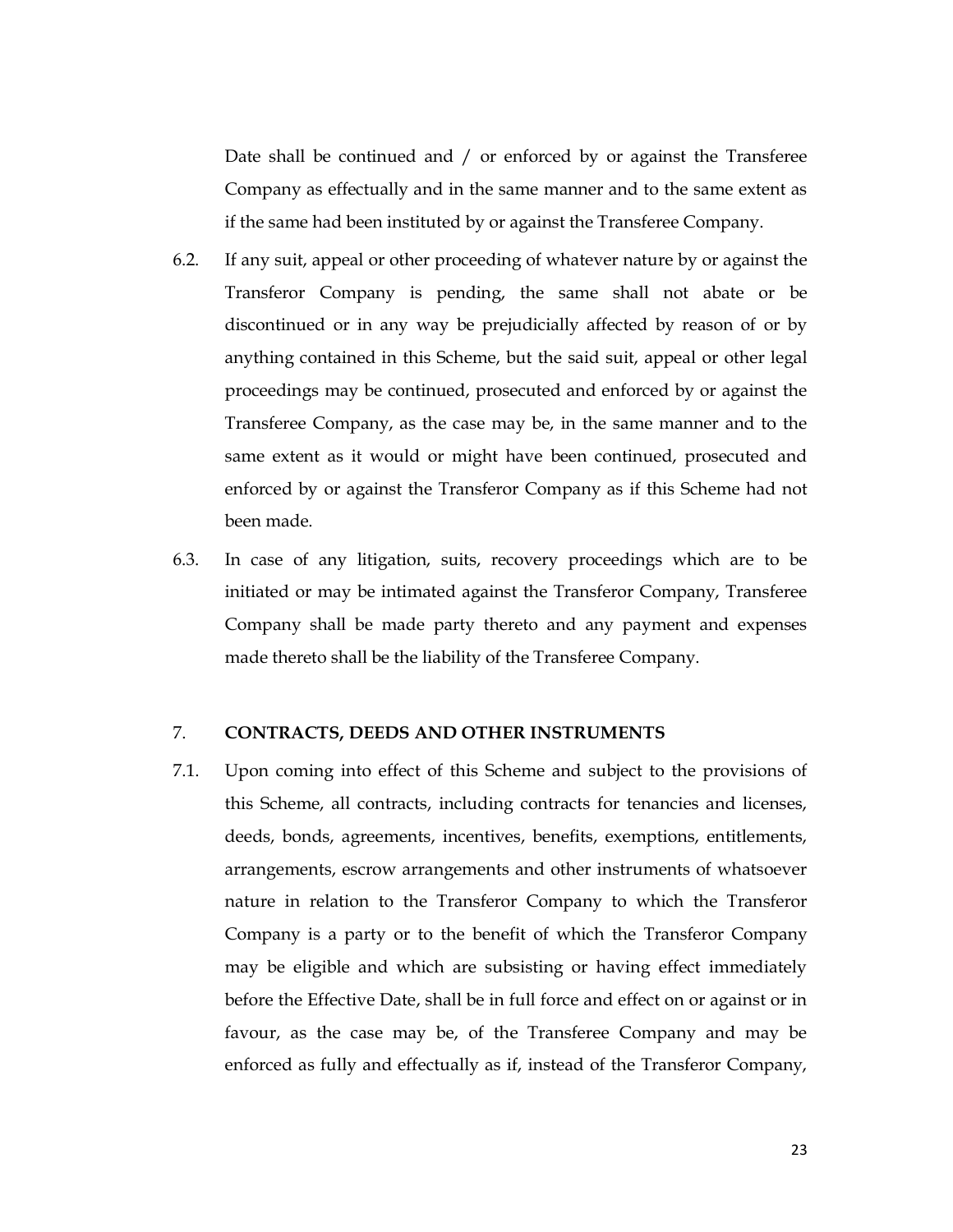Date shall be continued and / or enforced by or against the Transferee Company as effectually and in the same manner and to the same extent as if the same had been instituted by or against the Transferee Company.

6.2. If any suit, appeal or other proceeding of whatever nature by or against the Transferor Company is pending, the same shall not abate or be discontinued or in any way be prejudicially affected by reason of or by anything contained in this Scheme, but the said suit, appeal or other legal proceedings may be continued, prosecuted and enforced by or against the Transferee Company, as the case may be, in the same manner and to the same extent as it would or might have been continued, prosecuted and enforced by or against the Transferor Company as if this Scheme had not been made.

6.3. In case of any litigation, suits, recovery proceedings which are to be initiated or may be intimated against the Transferor Company, Transferee Company shall be made party thereto and any payment and expenses made thereto shall be the liability of the Transferee Company.

## 7. CONTRACTS, DEEDS AND OTHER INSTRUMENTS

7.1. Upon coming into effect of this Scheme and subject to the provisions of this Scheme, all contracts, including contracts for tenancies and licenses, deeds, bonds, agreements, incentives, benefits, exemptions, entitlements, arrangements, escrow arrangements and other instruments of whatsoever nature in relation to the Transferor Company to which the Transferor Company is a party or to the benefit of which the Transferor Company may be eligible and which are subsisting or having effect immediately before the Effective Date, shall be in full force and effect on or against or in favour, as the case may be, of the Transferee Company and may be enforced as fully and effectually as if, instead of the Transferor Company,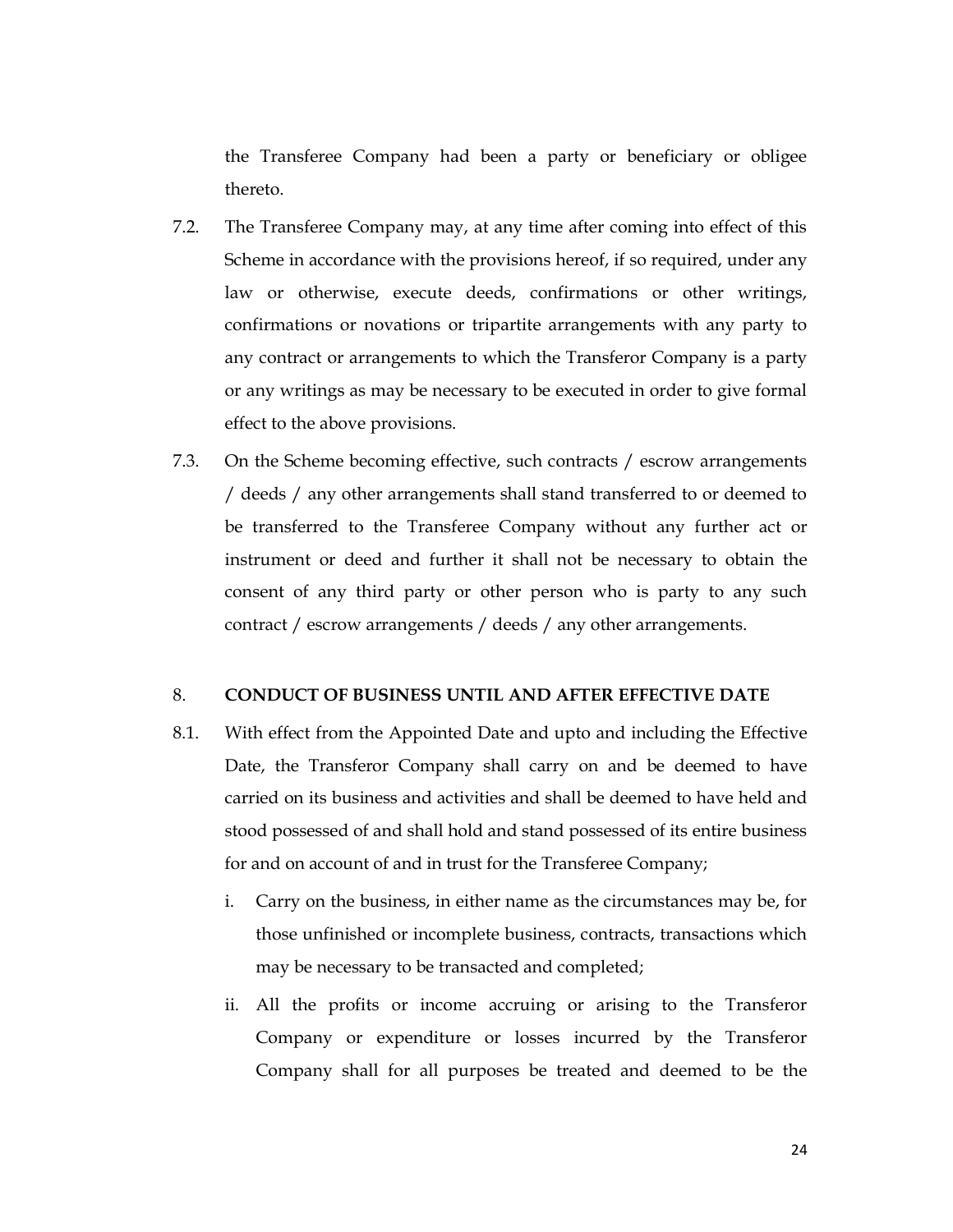the Transferee Company had been a party or beneficiary or obligee thereto.

7.2. The Transferee Company may, at any time after coming into effect of this Scheme in accordance with the provisions hereof, if so required, under any law or otherwise, execute deeds, confirmations or other writings, confirmations or novations or tripartite arrangements with any party to any contract or arrangements to which the Transferor Company is a party or any writings as may be necessary to be executed in order to give formal effect to the above provisions.

7.3. On the Scheme becoming effective, such contracts / escrow arrangements / deeds / any other arrangements shall stand transferred to or deemed to be transferred to the Transferee Company without any further act or instrument or deed and further it shall not be necessary to obtain the consent of any third party or other person who is party to any such contract / escrow arrangements / deeds / any other arrangements.

## 8. CONDUCT OF BUSINESS UNTIL AND AFTER EFFECTIVE DATE

8.1. With effect from the Appointed Date and upto and including the Effective Date, the Transferor Company shall carry on and be deemed to have carried on its business and activities and shall be deemed to have held and stood possessed of and shall hold and stand possessed of its entire business for and on account of and in trust for the Transferee Company;

   i. Carry on the business, in either name as the circumstances may be, for those unfinished or incomplete business, contracts, transactions which may be necessary to be transacted and completed;

   ii. All the profits or income accruing or arising to the Transferor Company or expenditure or losses incurred by the Transferor Company shall for all purposes be treated and deemed to be the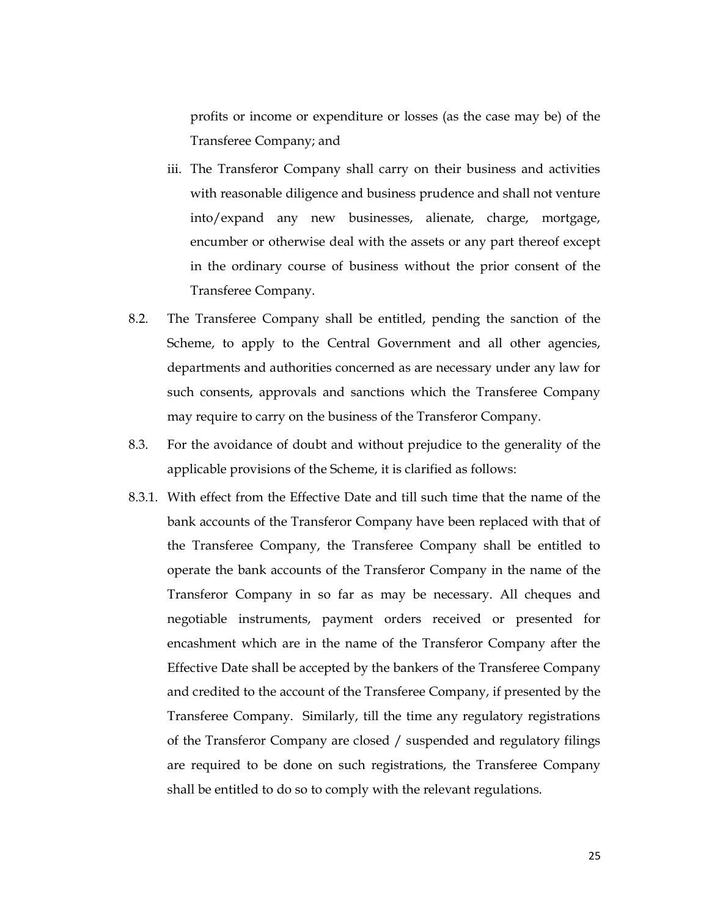profits or income or expenditure or losses (as the case may be) of the Transferee Company; and

iii. The Transferor Company shall carry on their business and activities with reasonable diligence and business prudence and shall not venture into/expand any new businesses, alienate, charge, mortgage, encumber or otherwise deal with the assets or any part thereof except in the ordinary course of business without the prior consent of the Transferee Company.

8.2. The Transferee Company shall be entitled, pending the sanction of the Scheme, to apply to the Central Government and all other agencies, departments and authorities concerned as are necessary under any law for such consents, approvals and sanctions which the Transferee Company may require to carry on the business of the Transferor Company.

8.3. For the avoidance of doubt and without prejudice to the generality of the applicable provisions of the Scheme, it is clarified as follows:

8.3.1. With effect from the Effective Date and till such time that the name of the bank accounts of the Transferor Company have been replaced with that of the Transferee Company, the Transferee Company shall be entitled to operate the bank accounts of the Transferor Company in the name of the Transferor Company in so far as may be necessary. All cheques and negotiable instruments, payment orders received or presented for encashment which are in the name of the Transferor Company after the Effective Date shall be accepted by the bankers of the Transferee Company and credited to the account of the Transferee Company, if presented by the Transferee Company. Similarly, till the time any regulatory registrations of the Transferor Company are closed / suspended and regulatory filings are required to be done on such registrations, the Transferee Company shall be entitled to do so to comply with the relevant regulations.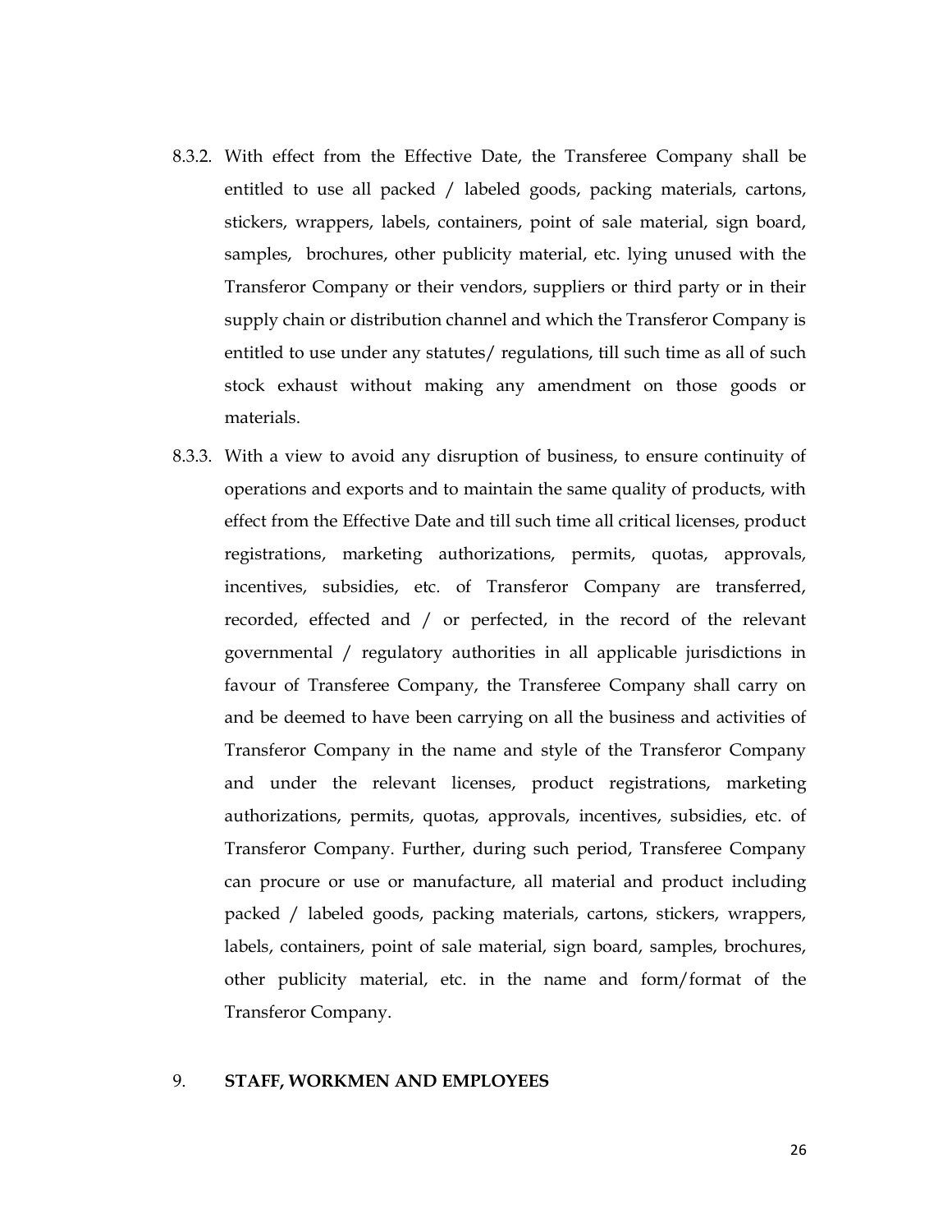8.3.2. With effect from the Effective Date, the Transferee Company shall be entitled to use all packed / labeled goods, packing materials, cartons, stickers, wrappers, labels, containers, point of sale material, sign board, samples, brochures, other publicity material, etc. lying unused with the Transferor Company or their vendors, suppliers or third party or in their supply chain or distribution channel and which the Transferor Company is entitled to use under any statutes/ regulations, till such time as all of such stock exhaust without making any amendment on those goods or materials.

8.3.3. With a view to avoid any disruption of business, to ensure continuity of operations and exports and to maintain the same quality of products, with effect from the Effective Date and till such time all critical licenses, product registrations, marketing authorizations, permits, quotas, approvals, incentives, subsidies, etc. of Transferor Company are transferred, recorded, effected and / or perfected, in the record of the relevant governmental / regulatory authorities in all applicable jurisdictions in favour of Transferee Company, the Transferee Company shall carry on and be deemed to have been carrying on all the business and activities of Transferor Company in the name and style of the Transferor Company and under the relevant licenses, product registrations, marketing authorizations, permits, quotas, approvals, incentives, subsidies, etc. of Transferor Company. Further, during such period, Transferee Company can procure or use or manufacture, all material and product including packed / labeled goods, packing materials, cartons, stickers, wrappers, labels, containers, point of sale material, sign board, samples, brochures, other publicity material, etc. in the name and form/format of the Transferor Company.

## 9. STAFF, WORKMEN AND EMPLOYEES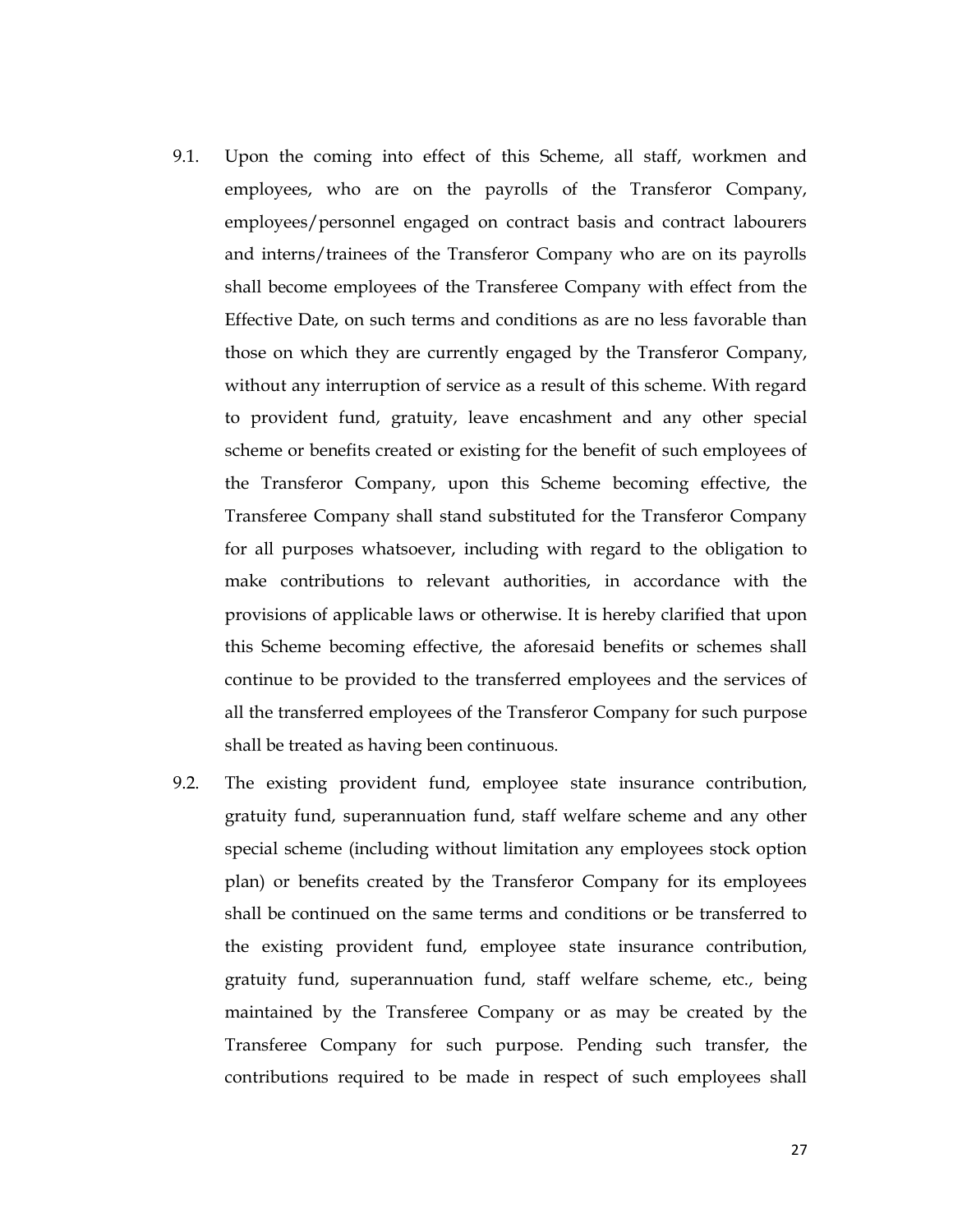9.1. Upon the coming into effect of this Scheme, all staff, workmen and employees, who are on the payrolls of the Transferor Company, employees/personnel engaged on contract basis and contract labourers and interns/trainees of the Transferor Company who are on its payrolls shall become employees of the Transferee Company with effect from the Effective Date, on such terms and conditions as are no less favorable than those on which they are currently engaged by the Transferor Company, without any interruption of service as a result of this scheme. With regard to provident fund, gratuity, leave encashment and any other special scheme or benefits created or existing for the benefit of such employees of the Transferor Company, upon this Scheme becoming effective, the Transferee Company shall stand substituted for the Transferor Company for all purposes whatsoever, including with regard to the obligation to make contributions to relevant authorities, in accordance with the provisions of applicable laws or otherwise. It is hereby clarified that upon this Scheme becoming effective, the aforesaid benefits or schemes shall continue to be provided to the transferred employees and the services of all the transferred employees of the Transferor Company for such purpose shall be treated as having been continuous.

9.2. The existing provident fund, employee state insurance contribution, gratuity fund, superannuation fund, staff welfare scheme and any other special scheme (including without limitation any employees stock option plan) or benefits created by the Transferor Company for its employees shall be continued on the same terms and conditions or be transferred to the existing provident fund, employee state insurance contribution, gratuity fund, superannuation fund, staff welfare scheme, etc., being maintained by the Transferee Company or as may be created by the Transferee Company for such purpose. Pending such transfer, the contributions required to be made in respect of such employees shall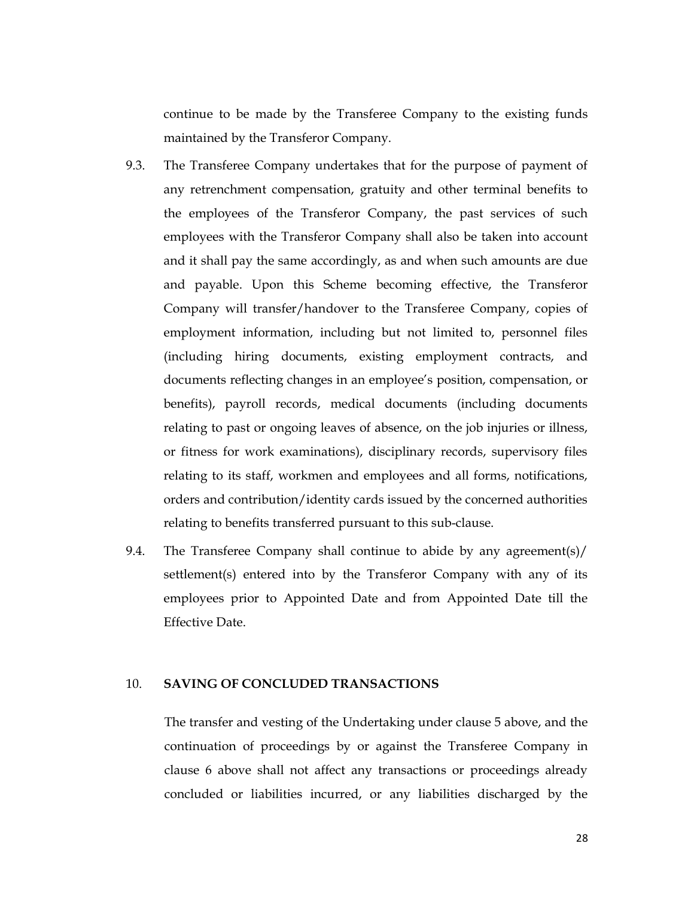continue to be made by the Transferee Company to the existing funds maintained by the Transferor Company.

9.3. The Transferee Company undertakes that for the purpose of payment of any retrenchment compensation, gratuity and other terminal benefits to the employees of the Transferor Company, the past services of such employees with the Transferor Company shall also be taken into account and it shall pay the same accordingly, as and when such amounts are due and payable. Upon this Scheme becoming effective, the Transferor Company will transfer/handover to the Transferee Company, copies of employment information, including but not limited to, personnel files (including hiring documents, existing employment contracts, and documents reflecting changes in an employee's position, compensation, or benefits), payroll records, medical documents (including documents relating to past or ongoing leaves of absence, on the job injuries or illness, or fitness for work examinations), disciplinary records, supervisory files relating to its staff, workmen and employees and all forms, notifications, orders and contribution/identity cards issued by the concerned authorities relating to benefits transferred pursuant to this sub-clause.

9.4. The Transferee Company shall continue to abide by any agreement(s)/ settlement(s) entered into by the Transferor Company with any of its employees prior to Appointed Date and from Appointed Date till the Effective Date.

## 10. SAVING OF CONCLUDED TRANSACTIONS

The transfer and vesting of the Undertaking under clause 5 above, and the continuation of proceedings by or against the Transferee Company in clause 6 above shall not affect any transactions or proceedings already concluded or liabilities incurred, or any liabilities discharged by the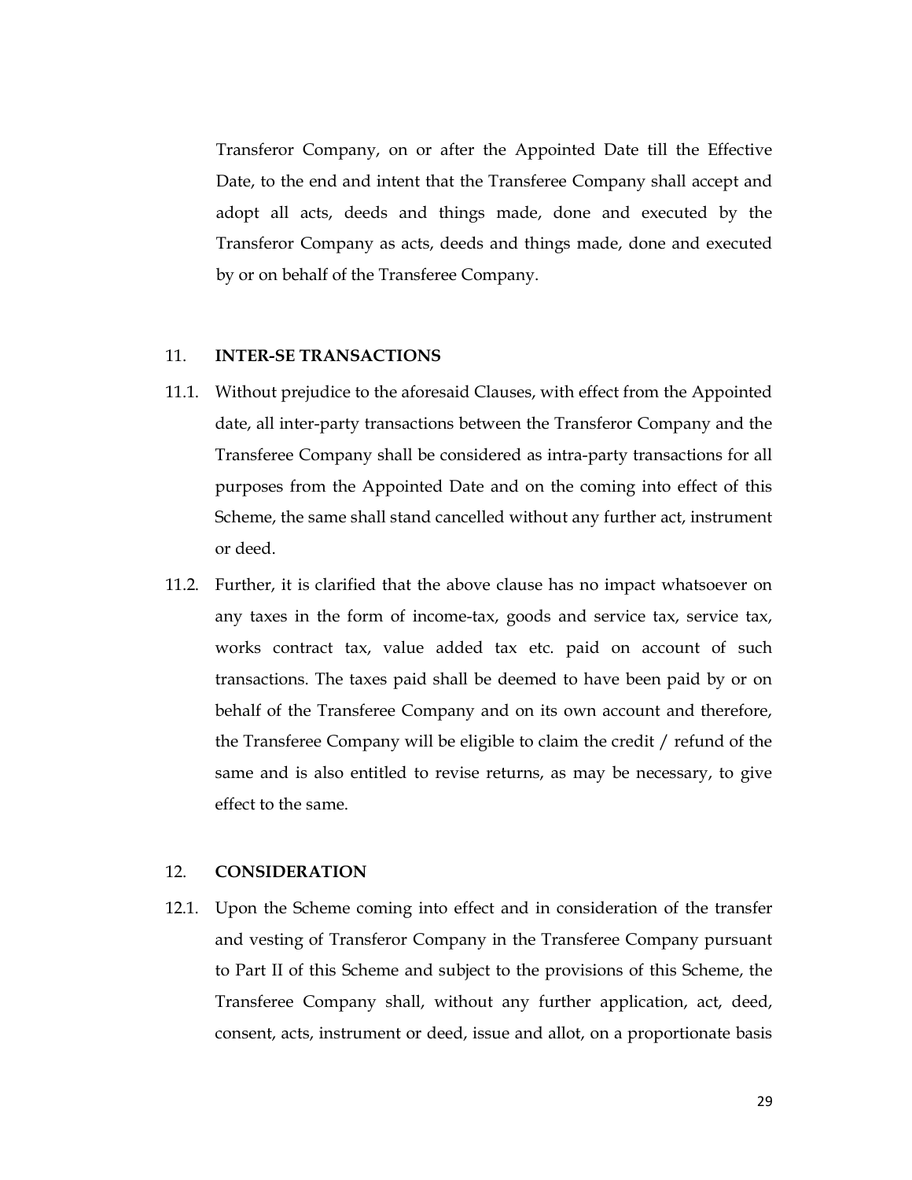Transferor Company, on or after the Appointed Date till the Effective Date, to the end and intent that the Transferee Company shall accept and adopt all acts, deeds and things made, done and executed by the Transferor Company as acts, deeds and things made, done and executed by or on behalf of the Transferee Company.

11. **INTER-SE TRANSACTIONS**

11.1. Without prejudice to the aforesaid Clauses, with effect from the Appointed date, all inter-party transactions between the Transferor Company and the Transferee Company shall be considered as intra-party transactions for all purposes from the Appointed Date and on the coming into effect of this Scheme, the same shall stand cancelled without any further act, instrument or deed.

11.2. Further, it is clarified that the above clause has no impact whatsoever on any taxes in the form of income-tax, goods and service tax, service tax, works contract tax, value added tax etc. paid on account of such transactions. The taxes paid shall be deemed to have been paid by or on behalf of the Transferee Company and on its own account and therefore, the Transferee Company will be eligible to claim the credit / refund of the same and is also entitled to revise returns, as may be necessary, to give effect to the same.

12. **CONSIDERATION**

12.1. Upon the Scheme coming into effect and in consideration of the transfer and vesting of Transferor Company in the Transferee Company pursuant to Part II of this Scheme and subject to the provisions of this Scheme, the Transferee Company shall, without any further application, act, deed, consent, acts, instrument or deed, issue and allot, on a proportionate basis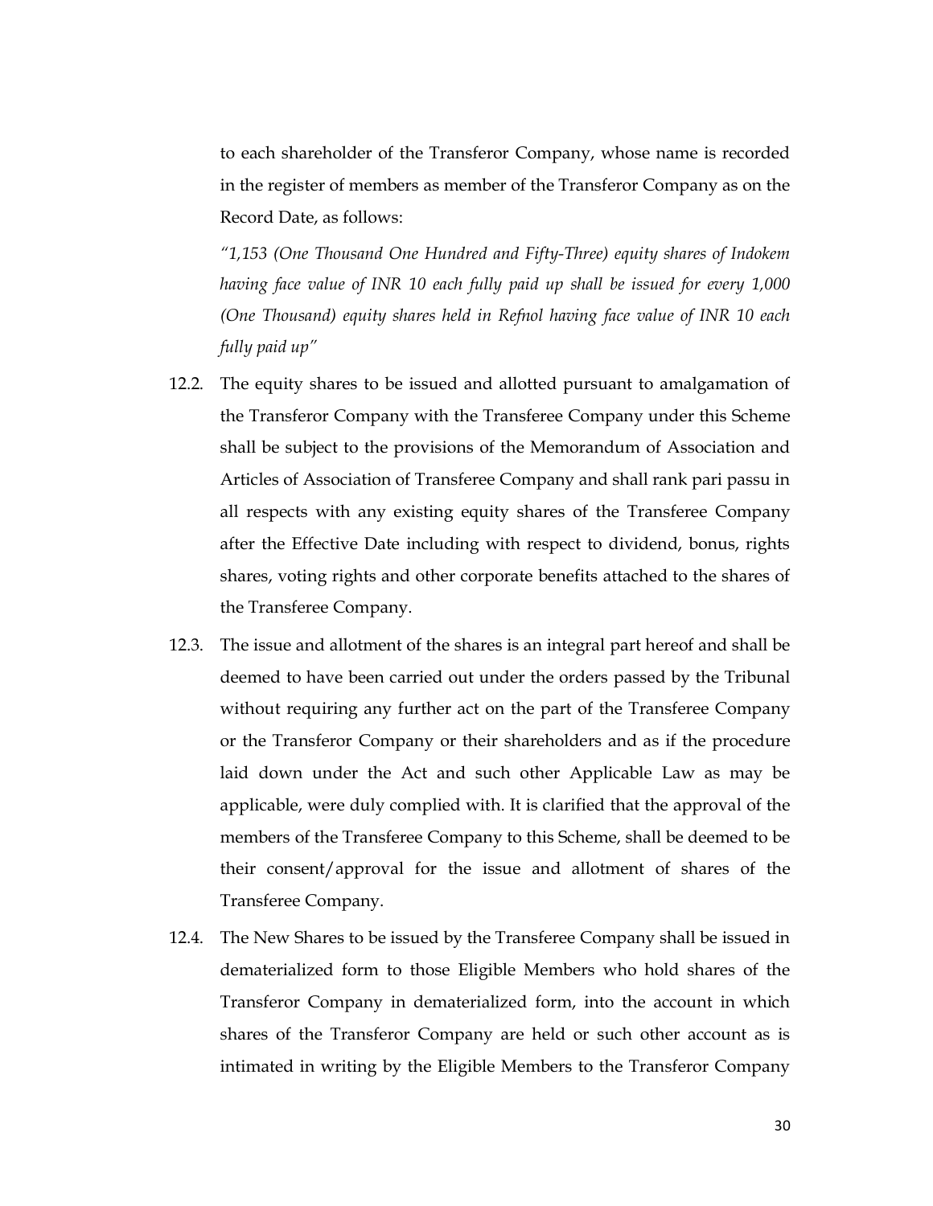to each shareholder of the Transferor Company, whose name is recorded in the register of members as member of the Transferor Company as on the Record Date, as follows:

*"1,153 (One Thousand One Hundred and Fifty-Three) equity shares of Indokem having face value of INR 10 each fully paid up shall be issued for every 1,000 (One Thousand) equity shares held in Refnol having face value of INR 10 each fully paid up"*

12.2. The equity shares to be issued and allotted pursuant to amalgamation of the Transferor Company with the Transferee Company under this Scheme shall be subject to the provisions of the Memorandum of Association and Articles of Association of Transferee Company and shall rank pari passu in all respects with any existing equity shares of the Transferee Company after the Effective Date including with respect to dividend, bonus, rights shares, voting rights and other corporate benefits attached to the shares of the Transferee Company.

12.3. The issue and allotment of the shares is an integral part hereof and shall be deemed to have been carried out under the orders passed by the Tribunal without requiring any further act on the part of the Transferee Company or the Transferor Company or their shareholders and as if the procedure laid down under the Act and such other Applicable Law as may be applicable, were duly complied with. It is clarified that the approval of the members of the Transferee Company to this Scheme, shall be deemed to be their consent/approval for the issue and allotment of shares of the Transferee Company.

12.4. The New Shares to be issued by the Transferee Company shall be issued in dematerialized form to those Eligible Members who hold shares of the Transferor Company in dematerialized form, into the account in which shares of the Transferor Company are held or such other account as is intimated in writing by the Eligible Members to the Transferor Company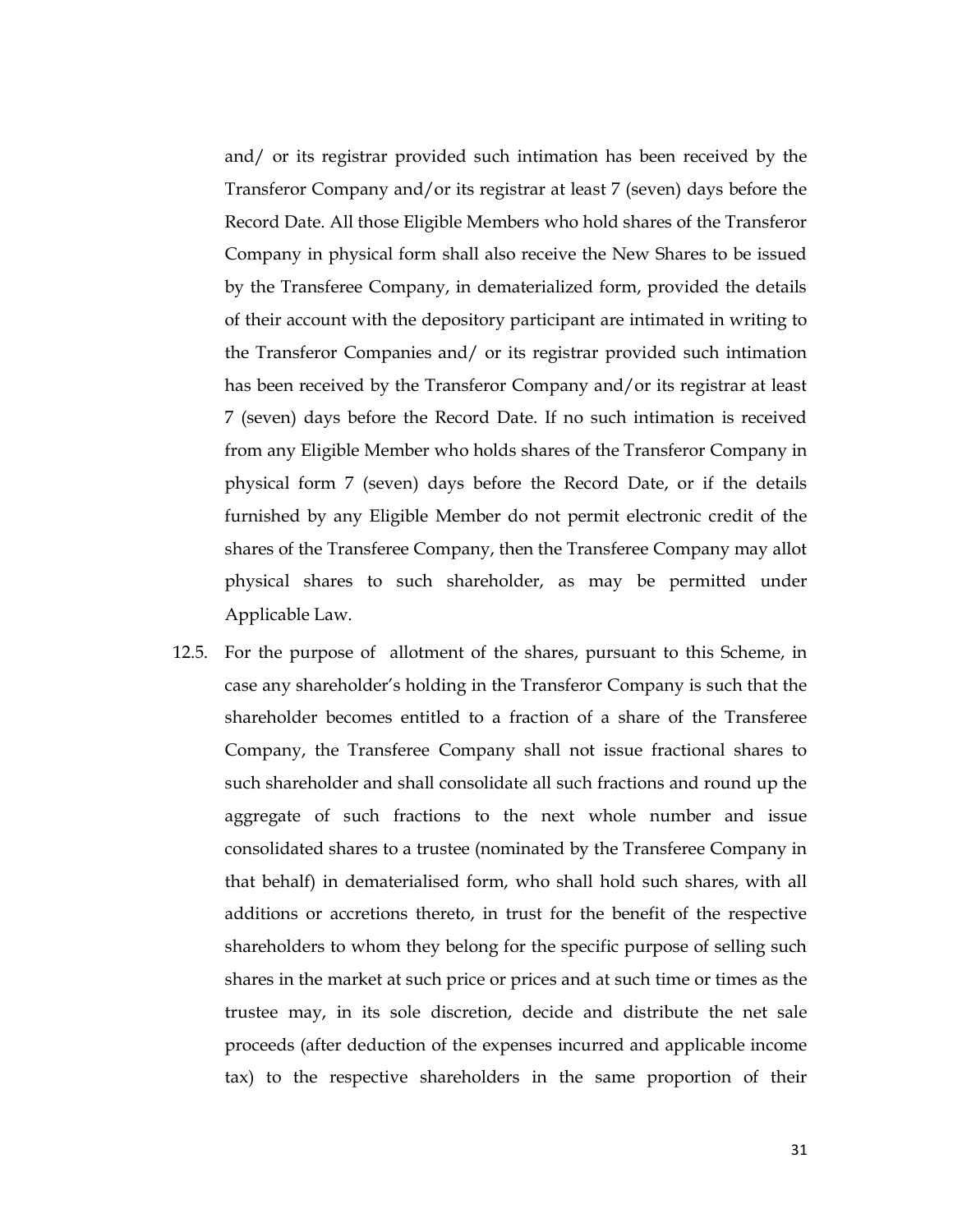and/ or its registrar provided such intimation has been received by the Transferor Company and/or its registrar at least 7 (seven) days before the Record Date. All those Eligible Members who hold shares of the Transferor Company in physical form shall also receive the New Shares to be issued by the Transferee Company, in dematerialized form, provided the details of their account with the depository participant are intimated in writing to the Transferor Companies and/ or its registrar provided such intimation has been received by the Transferor Company and/or its registrar at least 7 (seven) days before the Record Date. If no such intimation is received from any Eligible Member who holds shares of the Transferor Company in physical form 7 (seven) days before the Record Date, or if the details furnished by any Eligible Member do not permit electronic credit of the shares of the Transferee Company, then the Transferee Company may allot physical shares to such shareholder, as may be permitted under Applicable Law.

12.5. For the purpose of allotment of the shares, pursuant to this Scheme, in case any shareholder's holding in the Transferor Company is such that the shareholder becomes entitled to a fraction of a share of the Transferee Company, the Transferee Company shall not issue fractional shares to such shareholder and shall consolidate all such fractions and round up the aggregate of such fractions to the next whole number and issue consolidated shares to a trustee (nominated by the Transferee Company in that behalf) in dematerialised form, who shall hold such shares, with all additions or accretions thereto, in trust for the benefit of the respective shareholders to whom they belong for the specific purpose of selling such shares in the market at such price or prices and at such time or times as the trustee may, in its sole discretion, decide and distribute the net sale proceeds (after deduction of the expenses incurred and applicable income tax) to the respective shareholders in the same proportion of their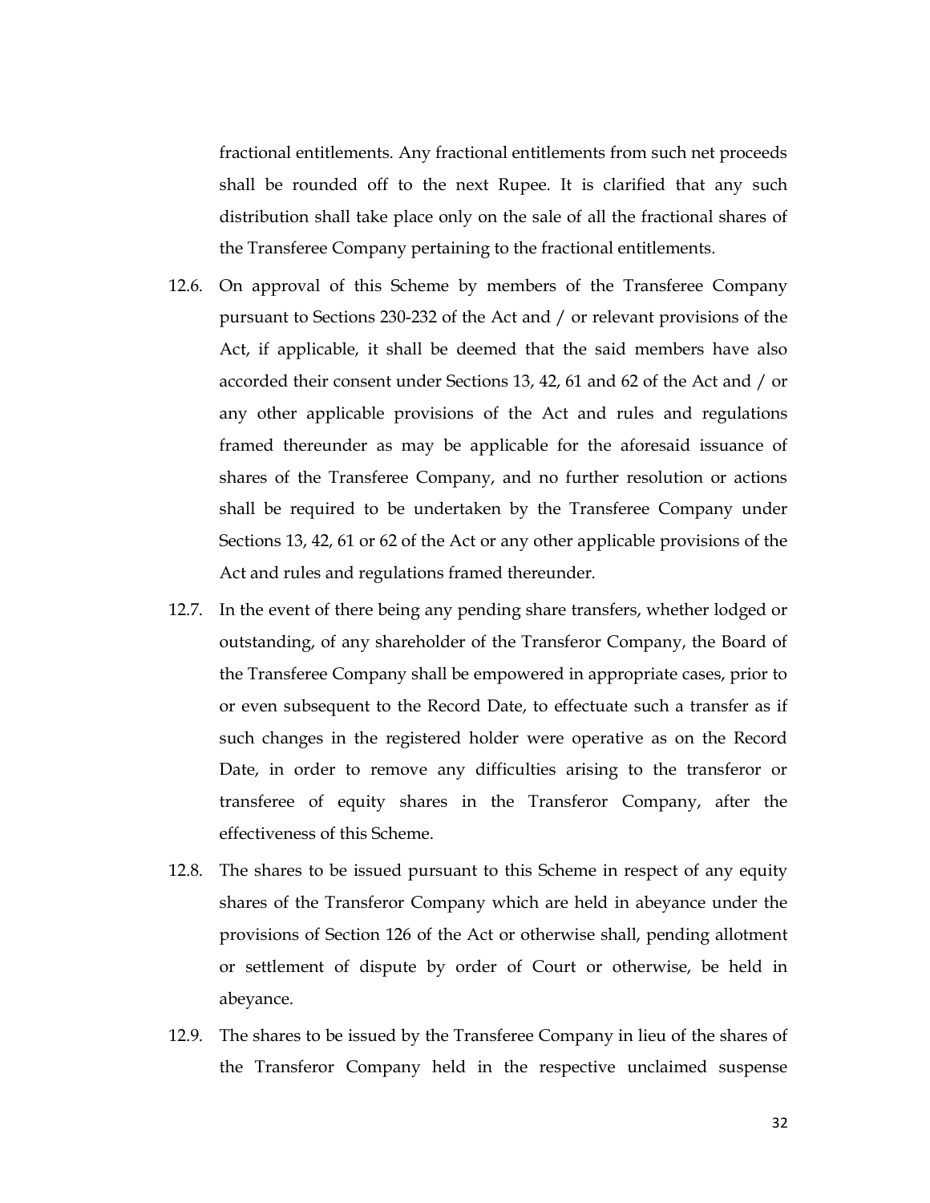fractional entitlements. Any fractional entitlements from such net proceeds shall be rounded off to the next Rupee. It is clarified that any such distribution shall take place only on the sale of all the fractional shares of the Transferee Company pertaining to the fractional entitlements.

12.6. On approval of this Scheme by members of the Transferee Company pursuant to Sections 230-232 of the Act and / or relevant provisions of the Act, if applicable, it shall be deemed that the said members have also accorded their consent under Sections 13, 42, 61 and 62 of the Act and / or any other applicable provisions of the Act and rules and regulations framed thereunder as may be applicable for the aforesaid issuance of shares of the Transferee Company, and no further resolution or actions shall be required to be undertaken by the Transferee Company under Sections 13, 42, 61 or 62 of the Act or any other applicable provisions of the Act and rules and regulations framed thereunder.

12.7. In the event of there being any pending share transfers, whether lodged or outstanding, of any shareholder of the Transferor Company, the Board of the Transferee Company shall be empowered in appropriate cases, prior to or even subsequent to the Record Date, to effectuate such a transfer as if such changes in the registered holder were operative as on the Record Date, in order to remove any difficulties arising to the transferor or transferee of equity shares in the Transferor Company, after the effectiveness of this Scheme.

12.8. The shares to be issued pursuant to this Scheme in respect of any equity shares of the Transferor Company which are held in abeyance under the provisions of Section 126 of the Act or otherwise shall, pending allotment or settlement of dispute by order of Court or otherwise, be held in abeyance.

12.9. The shares to be issued by the Transferee Company in lieu of the shares of the Transferor Company held in the respective unclaimed suspense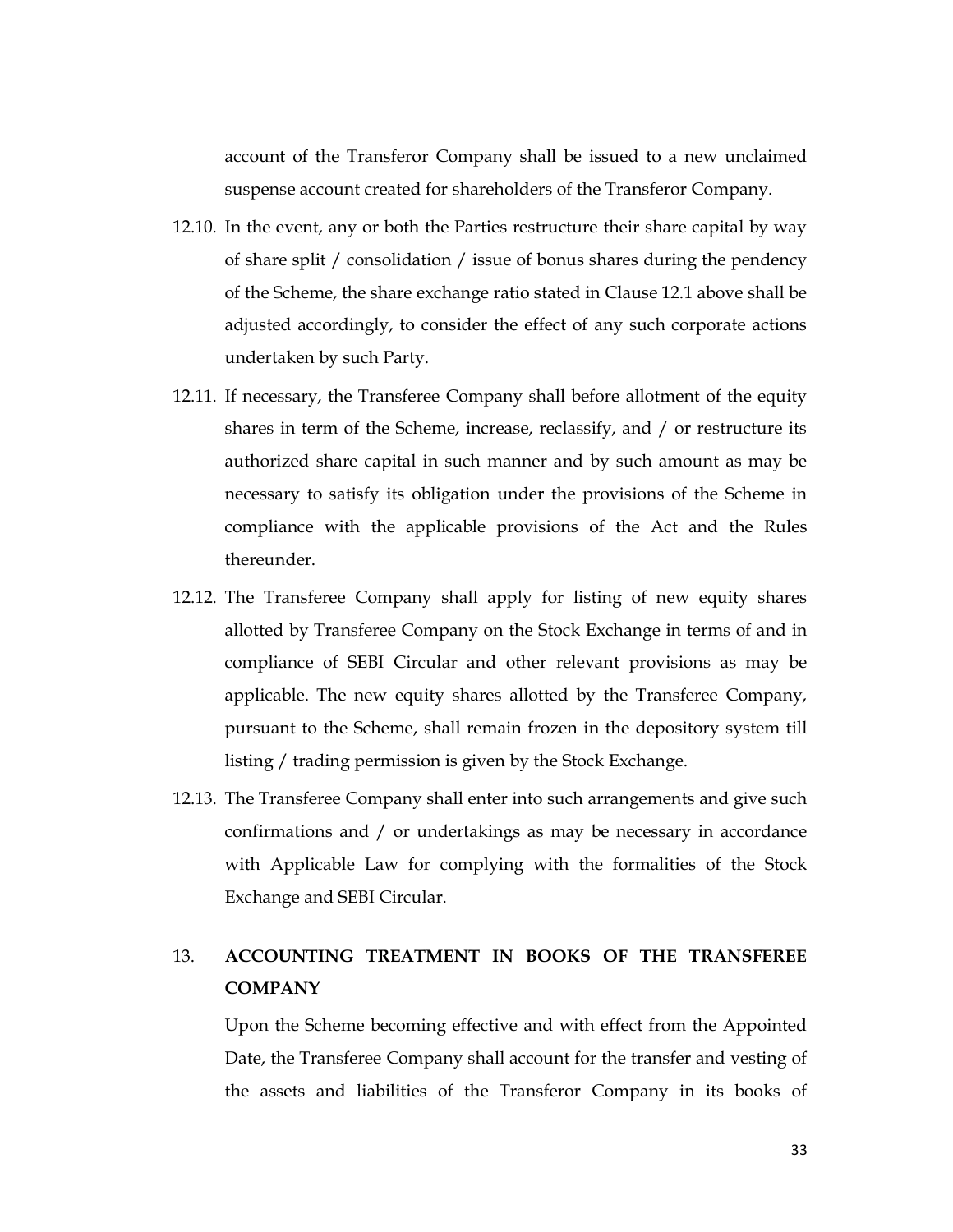account of the Transferor Company shall be issued to a new unclaimed suspense account created for shareholders of the Transferor Company.

12.10. In the event, any or both the Parties restructure their share capital by way of share split / consolidation / issue of bonus shares during the pendency of the Scheme, the share exchange ratio stated in Clause 12.1 above shall be adjusted accordingly, to consider the effect of any such corporate actions undertaken by such Party.

12.11. If necessary, the Transferee Company shall before allotment of the equity shares in term of the Scheme, increase, reclassify, and / or restructure its authorized share capital in such manner and by such amount as may be necessary to satisfy its obligation under the provisions of the Scheme in compliance with the applicable provisions of the Act and the Rules thereunder.

12.12. The Transferee Company shall apply for listing of new equity shares allotted by Transferee Company on the Stock Exchange in terms of and in compliance of SEBI Circular and other relevant provisions as may be applicable. The new equity shares allotted by the Transferee Company, pursuant to the Scheme, shall remain frozen in the depository system till listing / trading permission is given by the Stock Exchange.

12.13. The Transferee Company shall enter into such arrangements and give such confirmations and / or undertakings as may be necessary in accordance with Applicable Law for complying with the formalities of the Stock Exchange and SEBI Circular.

## 13. ACCOUNTING TREATMENT IN BOOKS OF THE TRANSFEREE COMPANY

Upon the Scheme becoming effective and with effect from the Appointed Date, the Transferee Company shall account for the transfer and vesting of the assets and liabilities of the Transferor Company in its books of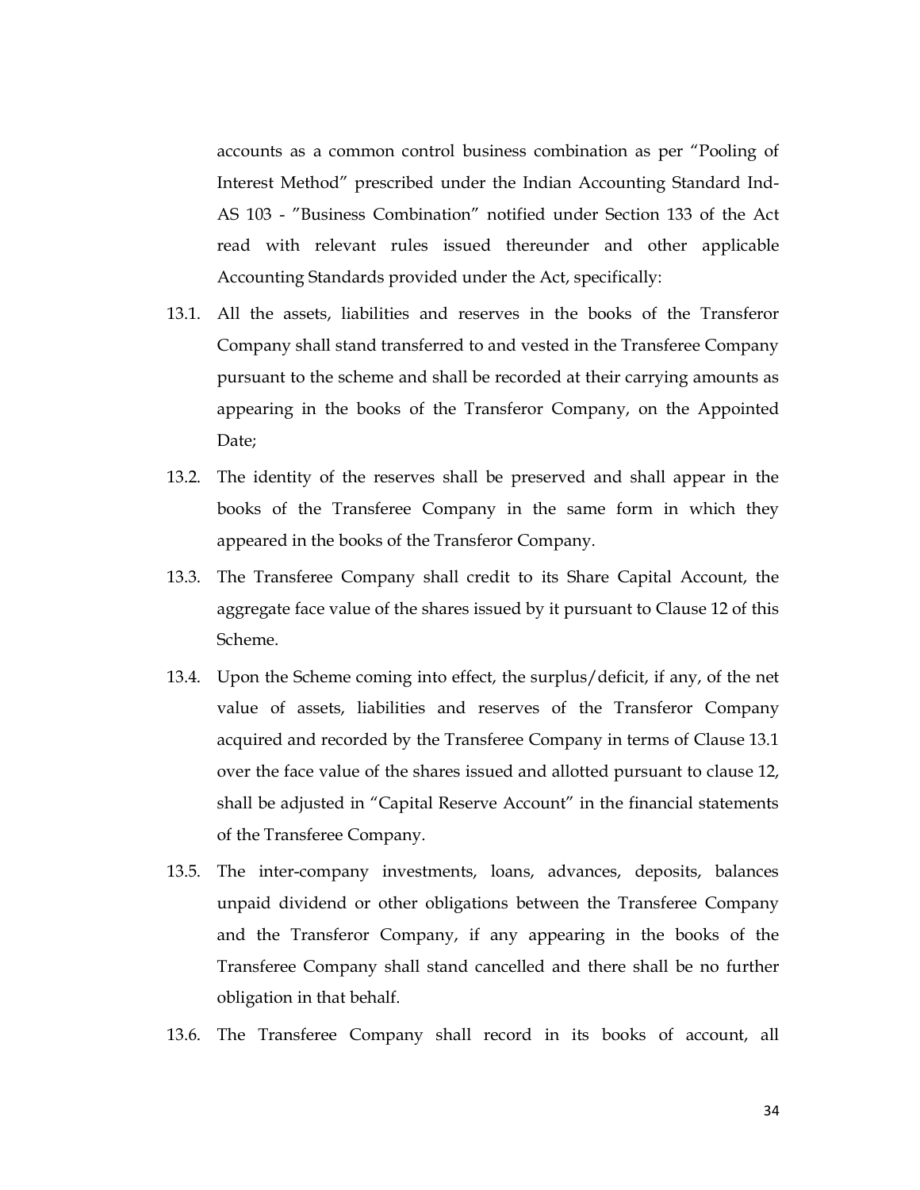accounts as a common control business combination as per "Pooling of Interest Method" prescribed under the Indian Accounting Standard Ind-AS 103 - "Business Combination" notified under Section 133 of the Act read with relevant rules issued thereunder and other applicable Accounting Standards provided under the Act, specifically:

13.1. All the assets, liabilities and reserves in the books of the Transferor Company shall stand transferred to and vested in the Transferee Company pursuant to the scheme and shall be recorded at their carrying amounts as appearing in the books of the Transferor Company, on the Appointed Date;

13.2. The identity of the reserves shall be preserved and shall appear in the books of the Transferee Company in the same form in which they appeared in the books of the Transferor Company.

13.3. The Transferee Company shall credit to its Share Capital Account, the aggregate face value of the shares issued by it pursuant to Clause 12 of this Scheme.

13.4. Upon the Scheme coming into effect, the surplus/deficit, if any, of the net value of assets, liabilities and reserves of the Transferor Company acquired and recorded by the Transferee Company in terms of Clause 13.1 over the face value of the shares issued and allotted pursuant to clause 12, shall be adjusted in "Capital Reserve Account" in the financial statements of the Transferee Company.

13.5. The inter-company investments, loans, advances, deposits, balances unpaid dividend or other obligations between the Transferee Company and the Transferor Company, if any appearing in the books of the Transferee Company shall stand cancelled and there shall be no further obligation in that behalf.

13.6. The Transferee Company shall record in its books of account, all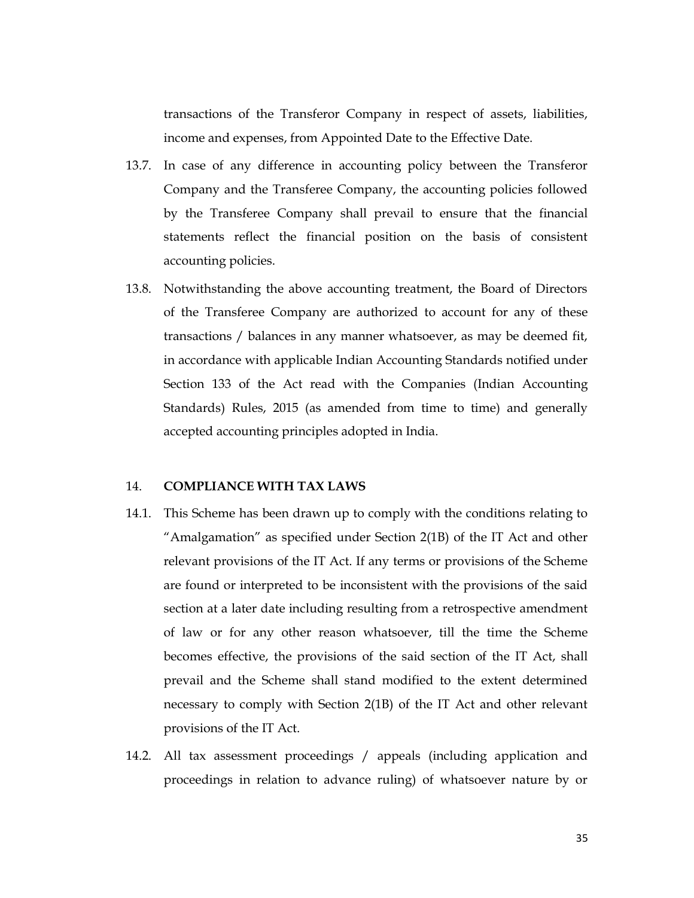transactions of the Transferor Company in respect of assets, liabilities, income and expenses, from Appointed Date to the Effective Date.

13.7. In case of any difference in accounting policy between the Transferor Company and the Transferee Company, the accounting policies followed by the Transferee Company shall prevail to ensure that the financial statements reflect the financial position on the basis of consistent accounting policies.

13.8. Notwithstanding the above accounting treatment, the Board of Directors of the Transferee Company are authorized to account for any of these transactions / balances in any manner whatsoever, as may be deemed fit, in accordance with applicable Indian Accounting Standards notified under Section 133 of the Act read with the Companies (Indian Accounting Standards) Rules, 2015 (as amended from time to time) and generally accepted accounting principles adopted in India.

## 14. COMPLIANCE WITH TAX LAWS

14.1. This Scheme has been drawn up to comply with the conditions relating to "Amalgamation" as specified under Section 2(1B) of the IT Act and other relevant provisions of the IT Act. If any terms or provisions of the Scheme are found or interpreted to be inconsistent with the provisions of the said section at a later date including resulting from a retrospective amendment of law or for any other reason whatsoever, till the time the Scheme becomes effective, the provisions of the said section of the IT Act, shall prevail and the Scheme shall stand modified to the extent determined necessary to comply with Section 2(1B) of the IT Act and other relevant provisions of the IT Act.

14.2. All tax assessment proceedings / appeals (including application and proceedings in relation to advance ruling) of whatsoever nature by or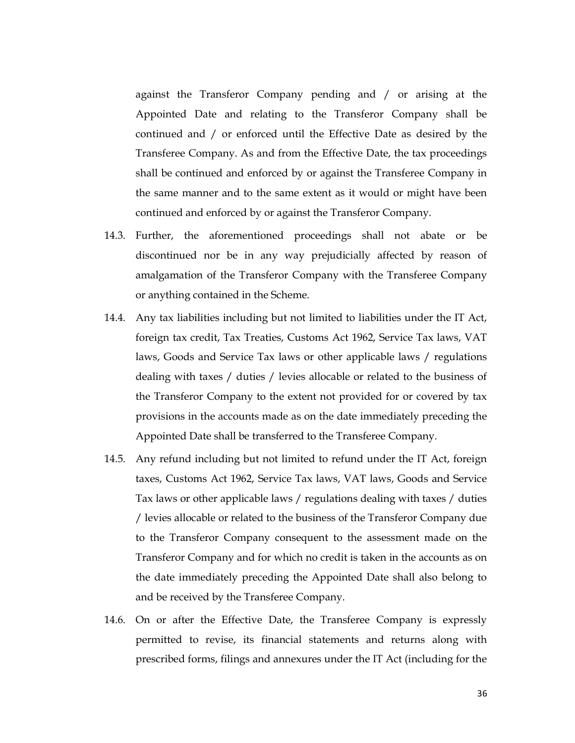against the Transferor Company pending and / or arising at the Appointed Date and relating to the Transferor Company shall be continued and / or enforced until the Effective Date as desired by the Transferee Company. As and from the Effective Date, the tax proceedings shall be continued and enforced by or against the Transferee Company in the same manner and to the same extent as it would or might have been continued and enforced by or against the Transferor Company.

14.3. Further, the aforementioned proceedings shall not abate or be discontinued nor be in any way prejudicially affected by reason of amalgamation of the Transferor Company with the Transferee Company or anything contained in the Scheme.

14.4. Any tax liabilities including but not limited to liabilities under the IT Act, foreign tax credit, Tax Treaties, Customs Act 1962, Service Tax laws, VAT laws, Goods and Service Tax laws or other applicable laws / regulations dealing with taxes / duties / levies allocable or related to the business of the Transferor Company to the extent not provided for or covered by tax provisions in the accounts made as on the date immediately preceding the Appointed Date shall be transferred to the Transferee Company.

14.5. Any refund including but not limited to refund under the IT Act, foreign taxes, Customs Act 1962, Service Tax laws, VAT laws, Goods and Service Tax laws or other applicable laws / regulations dealing with taxes / duties / levies allocable or related to the business of the Transferor Company due to the Transferor Company consequent to the assessment made on the Transferor Company and for which no credit is taken in the accounts as on the date immediately preceding the Appointed Date shall also belong to and be received by the Transferee Company.

14.6. On or after the Effective Date, the Transferee Company is expressly permitted to revise, its financial statements and returns along with prescribed forms, filings and annexures under the IT Act (including for the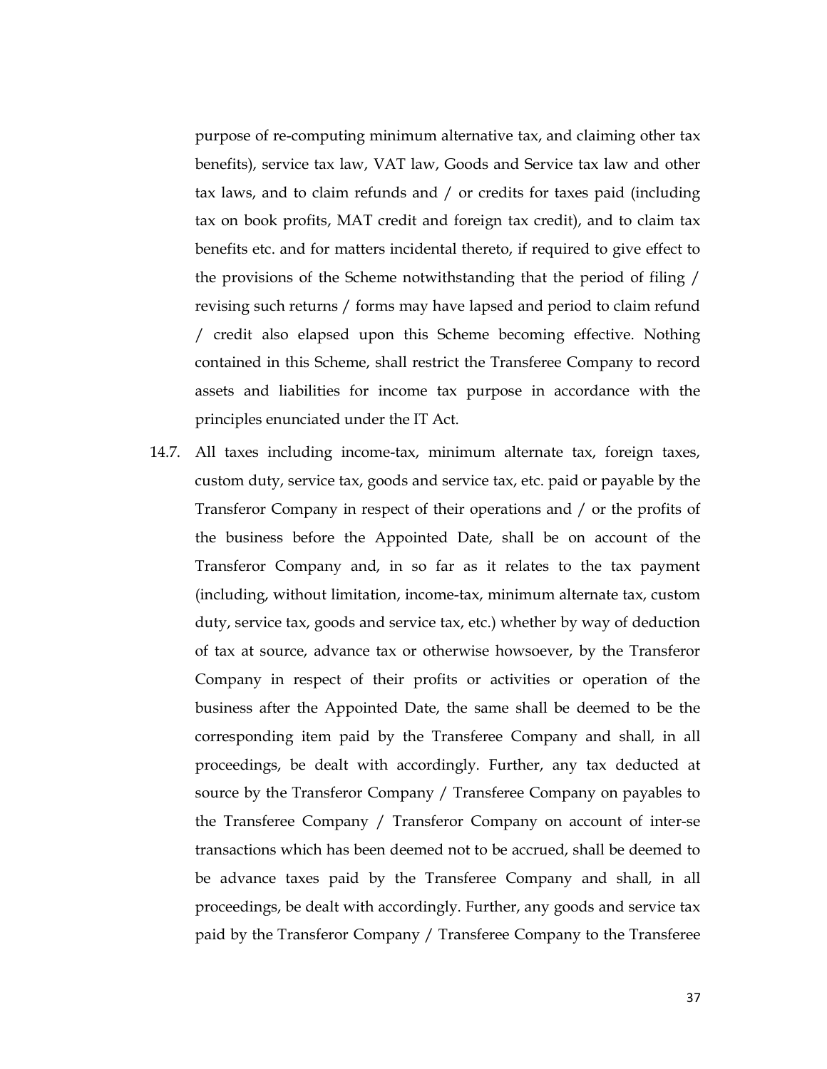purpose of re-computing minimum alternative tax, and claiming other tax benefits), service tax law, VAT law, Goods and Service tax law and other tax laws, and to claim refunds and / or credits for taxes paid (including tax on book profits, MAT credit and foreign tax credit), and to claim tax benefits etc. and for matters incidental thereto, if required to give effect to the provisions of the Scheme notwithstanding that the period of filing / revising such returns / forms may have lapsed and period to claim refund / credit also elapsed upon this Scheme becoming effective. Nothing contained in this Scheme, shall restrict the Transferee Company to record assets and liabilities for income tax purpose in accordance with the principles enunciated under the IT Act.

14.7. All taxes including income-tax, minimum alternate tax, foreign taxes, custom duty, service tax, goods and service tax, etc. paid or payable by the Transferor Company in respect of their operations and / or the profits of the business before the Appointed Date, shall be on account of the Transferor Company and, in so far as it relates to the tax payment (including, without limitation, income-tax, minimum alternate tax, custom duty, service tax, goods and service tax, etc.) whether by way of deduction of tax at source, advance tax or otherwise howsoever, by the Transferor Company in respect of their profits or activities or operation of the business after the Appointed Date, the same shall be deemed to be the corresponding item paid by the Transferee Company and shall, in all proceedings, be dealt with accordingly. Further, any tax deducted at source by the Transferor Company / Transferee Company on payables to the Transferee Company / Transferor Company on account of inter-se transactions which has been deemed not to be accrued, shall be deemed to be advance taxes paid by the Transferee Company and shall, in all proceedings, be dealt with accordingly. Further, any goods and service tax paid by the Transferor Company / Transferee Company to the Transferee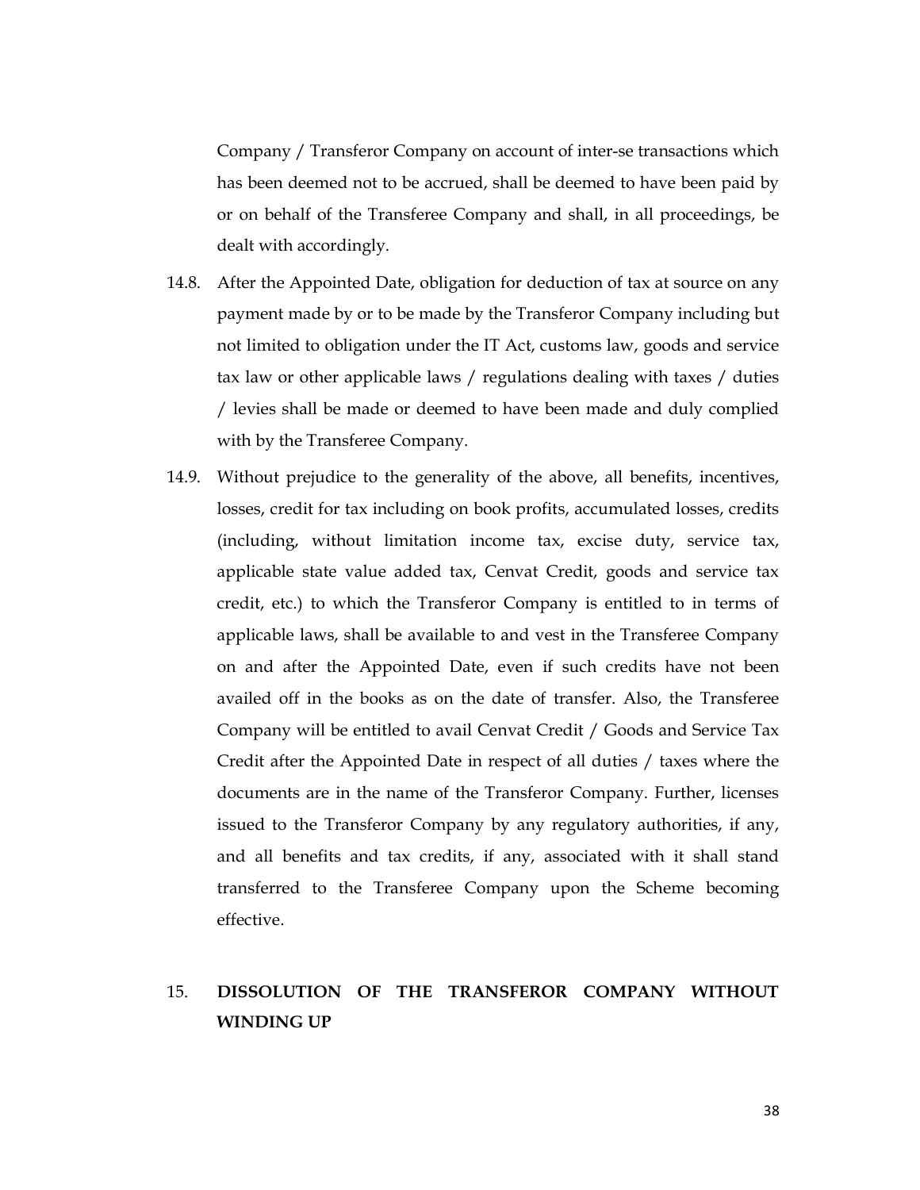Company / Transferor Company on account of inter-se transactions which has been deemed not to be accrued, shall be deemed to have been paid by or on behalf of the Transferee Company and shall, in all proceedings, be dealt with accordingly.

14.8. After the Appointed Date, obligation for deduction of tax at source on any payment made by or to be made by the Transferor Company including but not limited to obligation under the IT Act, customs law, goods and service tax law or other applicable laws / regulations dealing with taxes / duties / levies shall be made or deemed to have been made and duly complied with by the Transferee Company.

14.9. Without prejudice to the generality of the above, all benefits, incentives, losses, credit for tax including on book profits, accumulated losses, credits (including, without limitation income tax, excise duty, service tax, applicable state value added tax, Cenvat Credit, goods and service tax credit, etc.) to which the Transferor Company is entitled to in terms of applicable laws, shall be available to and vest in the Transferee Company on and after the Appointed Date, even if such credits have not been availed off in the books as on the date of transfer. Also, the Transferee Company will be entitled to avail Cenvat Credit / Goods and Service Tax Credit after the Appointed Date in respect of all duties / taxes where the documents are in the name of the Transferor Company. Further, licenses issued to the Transferor Company by any regulatory authorities, if any, and all benefits and tax credits, if any, associated with it shall stand transferred to the Transferee Company upon the Scheme becoming effective.

## 15. DISSOLUTION OF THE TRANSFEROR COMPANY WITHOUT WINDING UP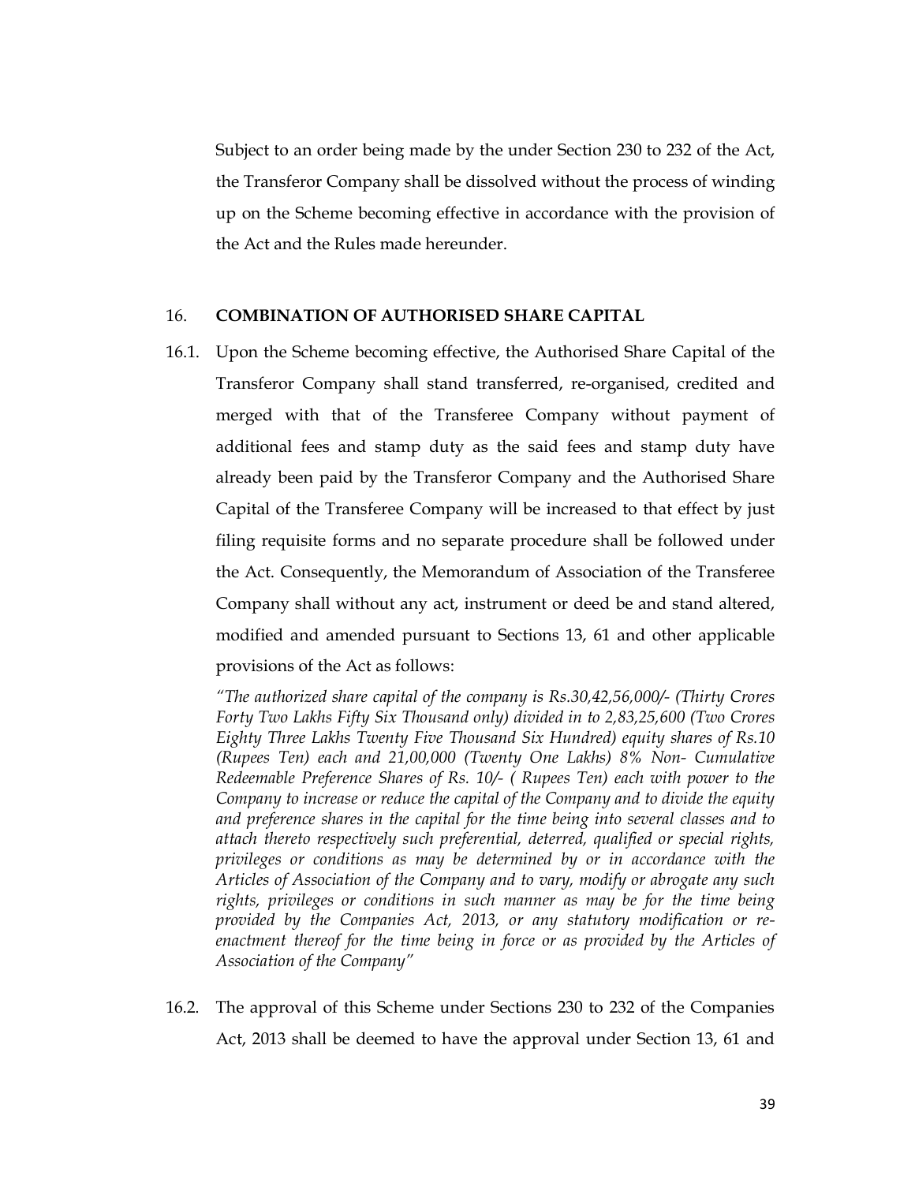Subject to an order being made by the under Section 230 to 232 of the Act, the Transferor Company shall be dissolved without the process of winding up on the Scheme becoming effective in accordance with the provision of the Act and the Rules made hereunder.

16. **COMBINATION OF AUTHORISED SHARE CAPITAL**

16.1. Upon the Scheme becoming effective, the Authorised Share Capital of the Transferor Company shall stand transferred, re-organised, credited and merged with that of the Transferee Company without payment of additional fees and stamp duty as the said fees and stamp duty have already been paid by the Transferor Company and the Authorised Share Capital of the Transferee Company will be increased to that effect by just filing requisite forms and no separate procedure shall be followed under the Act. Consequently, the Memorandum of Association of the Transferee Company shall without any act, instrument or deed be and stand altered, modified and amended pursuant to Sections 13, 61 and other applicable provisions of the Act as follows:

*"The authorized share capital of the company is Rs.30,42,56,000/- (Thirty Crores Forty Two Lakhs Fifty Six Thousand only) divided in to 2,83,25,600 (Two Crores Eighty Three Lakhs Twenty Five Thousand Six Hundred) equity shares of Rs.10 (Rupees Ten) each and 21,00,000 (Twenty One Lakhs) 8% Non- Cumulative Redeemable Preference Shares of Rs. 10/- ( Rupees Ten) each with power to the Company to increase or reduce the capital of the Company and to divide the equity and preference shares in the capital for the time being into several classes and to attach thereto respectively such preferential, deterred, qualified or special rights, privileges or conditions as may be determined by or in accordance with the Articles of Association of the Company and to vary, modify or abrogate any such rights, privileges or conditions in such manner as may be for the time being provided by the Companies Act, 2013, or any statutory modification or re-enactment thereof for the time being in force or as provided by the Articles of Association of the Company"*

16.2. The approval of this Scheme under Sections 230 to 232 of the Companies Act, 2013 shall be deemed to have the approval under Section 13, 61 and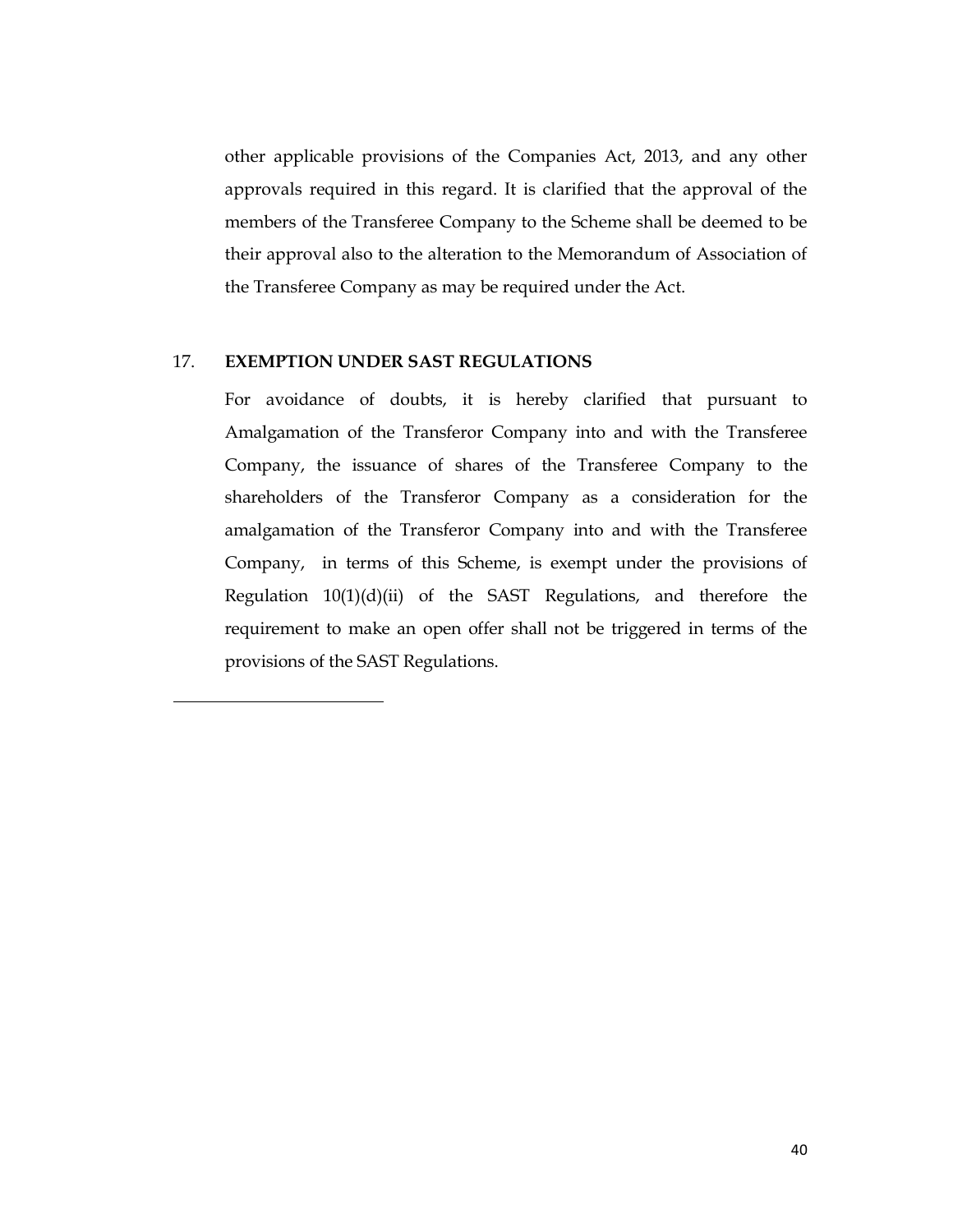other applicable provisions of the Companies Act, 2013, and any other approvals required in this regard. It is clarified that the approval of the members of the Transferee Company to the Scheme shall be deemed to be their approval also to the alteration to the Memorandum of Association of the Transferee Company as may be required under the Act.

## 17. EXEMPTION UNDER SAST REGULATIONS

For avoidance of doubts, it is hereby clarified that pursuant to Amalgamation of the Transferor Company into and with the Transferee Company, the issuance of shares of the Transferee Company to the shareholders of the Transferor Company as a consideration for the amalgamation of the Transferor Company into and with the Transferee Company, in terms of this Scheme, is exempt under the provisions of Regulation 10(1)(d)(ii) of the SAST Regulations, and therefore the requirement to make an open offer shall not be triggered in terms of the provisions of the SAST Regulations.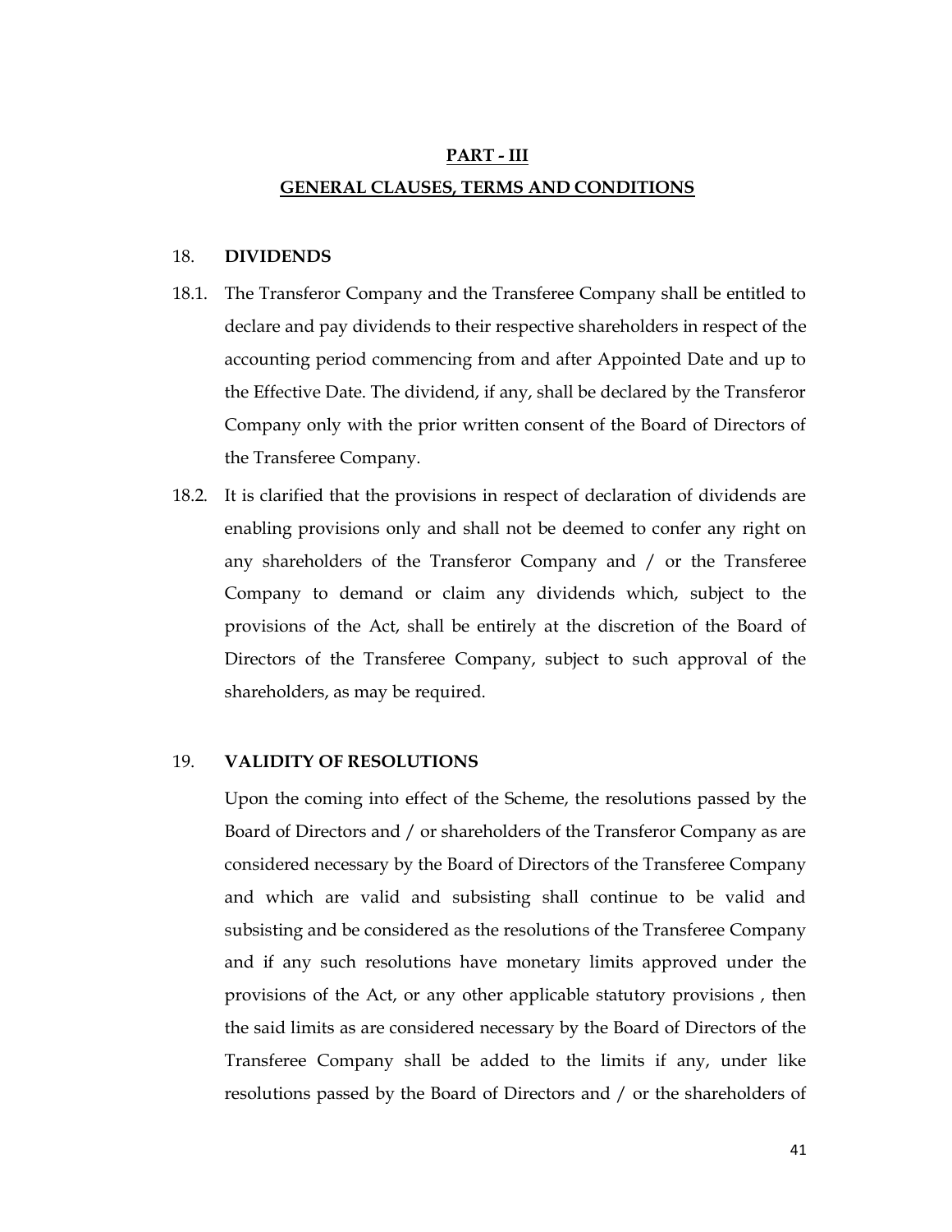## PART - III

## GENERAL CLAUSES, TERMS AND CONDITIONS

### 18. DIVIDENDS

18.1. The Transferor Company and the Transferee Company shall be entitled to declare and pay dividends to their respective shareholders in respect of the accounting period commencing from and after Appointed Date and up to the Effective Date. The dividend, if any, shall be declared by the Transferor Company only with the prior written consent of the Board of Directors of the Transferee Company.

18.2. It is clarified that the provisions in respect of declaration of dividends are enabling provisions only and shall not be deemed to confer any right on any shareholders of the Transferor Company and / or the Transferee Company to demand or claim any dividends which, subject to the provisions of the Act, shall be entirely at the discretion of the Board of Directors of the Transferee Company, subject to such approval of the shareholders, as may be required.

### 19. VALIDITY OF RESOLUTIONS

Upon the coming into effect of the Scheme, the resolutions passed by the Board of Directors and / or shareholders of the Transferor Company as are considered necessary by the Board of Directors of the Transferee Company and which are valid and subsisting shall continue to be valid and subsisting and be considered as the resolutions of the Transferee Company and if any such resolutions have monetary limits approved under the provisions of the Act, or any other applicable statutory provisions , then the said limits as are considered necessary by the Board of Directors of the Transferee Company shall be added to the limits if any, under like resolutions passed by the Board of Directors and / or the shareholders of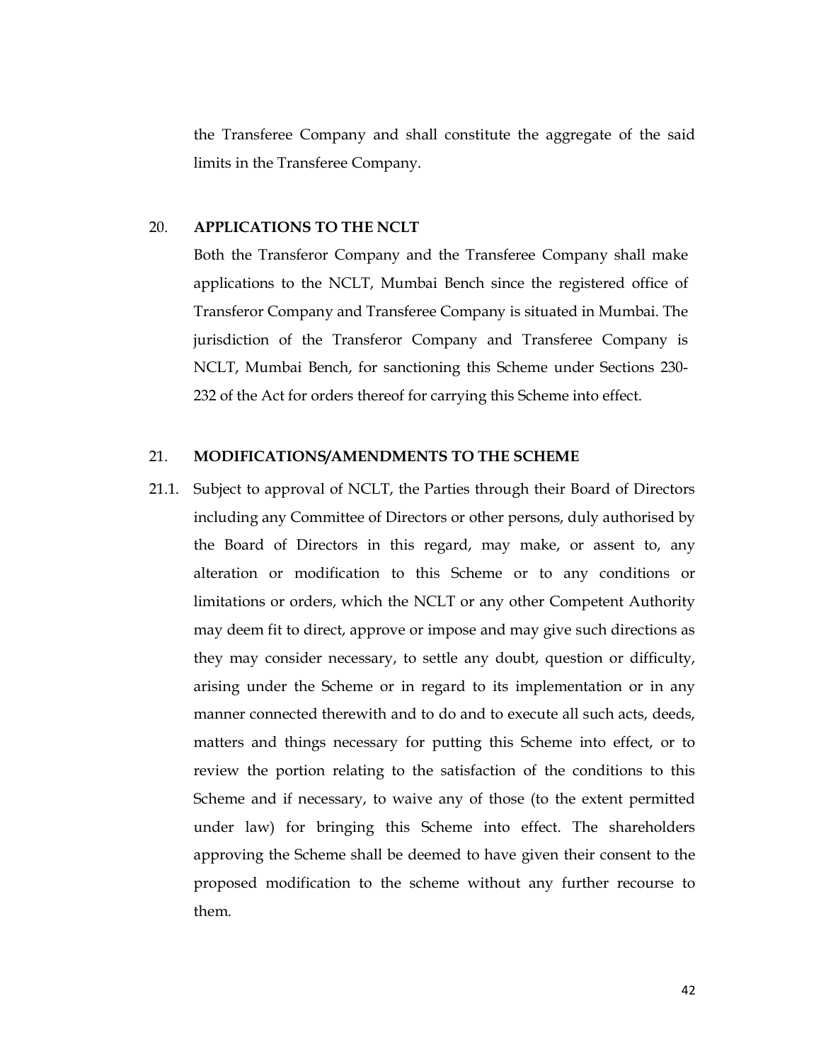the Transferee Company and shall constitute the aggregate of the said limits in the Transferee Company.

20. **APPLICATIONS TO THE NCLT**

Both the Transferor Company and the Transferee Company shall make applications to the NCLT, Mumbai Bench since the registered office of Transferor Company and Transferee Company is situated in Mumbai. The jurisdiction of the Transferor Company and Transferee Company is NCLT, Mumbai Bench, for sanctioning this Scheme under Sections 230-232 of the Act for orders thereof for carrying this Scheme into effect.

21. **MODIFICATIONS/AMENDMENTS TO THE SCHEME**

21.1. Subject to approval of NCLT, the Parties through their Board of Directors including any Committee of Directors or other persons, duly authorised by the Board of Directors in this regard, may make, or assent to, any alteration or modification to this Scheme or to any conditions or limitations or orders, which the NCLT or any other Competent Authority may deem fit to direct, approve or impose and may give such directions as they may consider necessary, to settle any doubt, question or difficulty, arising under the Scheme or in regard to its implementation or in any manner connected therewith and to do and to execute all such acts, deeds, matters and things necessary for putting this Scheme into effect, or to review the portion relating to the satisfaction of the conditions to this Scheme and if necessary, to waive any of those (to the extent permitted under law) for bringing this Scheme into effect. The shareholders approving the Scheme shall be deemed to have given their consent to the proposed modification to the scheme without any further recourse to them.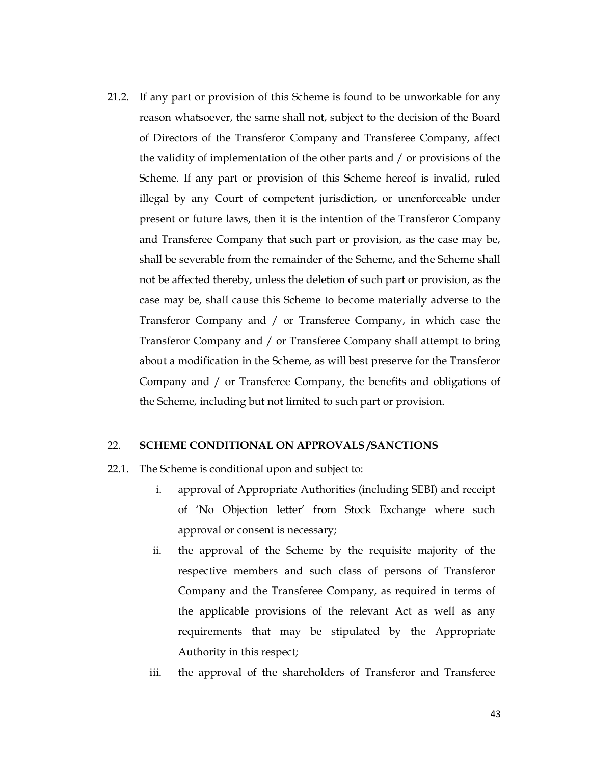21.2. If any part or provision of this Scheme is found to be unworkable for any reason whatsoever, the same shall not, subject to the decision of the Board of Directors of the Transferor Company and Transferee Company, affect the validity of implementation of the other parts and / or provisions of the Scheme. If any part or provision of this Scheme hereof is invalid, ruled illegal by any Court of competent jurisdiction, or unenforceable under present or future laws, then it is the intention of the Transferor Company and Transferee Company that such part or provision, as the case may be, shall be severable from the remainder of the Scheme, and the Scheme shall not be affected thereby, unless the deletion of such part or provision, as the case may be, shall cause this Scheme to become materially adverse to the Transferor Company and / or Transferee Company, in which case the Transferor Company and / or Transferee Company shall attempt to bring about a modification in the Scheme, as will best preserve for the Transferor Company and / or Transferee Company, the benefits and obligations of the Scheme, including but not limited to such part or provision.

## 22. SCHEME CONDITIONAL ON APPROVALS /SANCTIONS

22.1. The Scheme is conditional upon and subject to:

i. approval of Appropriate Authorities (including SEBI) and receipt of 'No Objection letter' from Stock Exchange where such approval or consent is necessary;

ii. the approval of the Scheme by the requisite majority of the respective members and such class of persons of Transferor Company and the Transferee Company, as required in terms of the applicable provisions of the relevant Act as well as any requirements that may be stipulated by the Appropriate Authority in this respect;

iii. the approval of the shareholders of Transferor and Transferee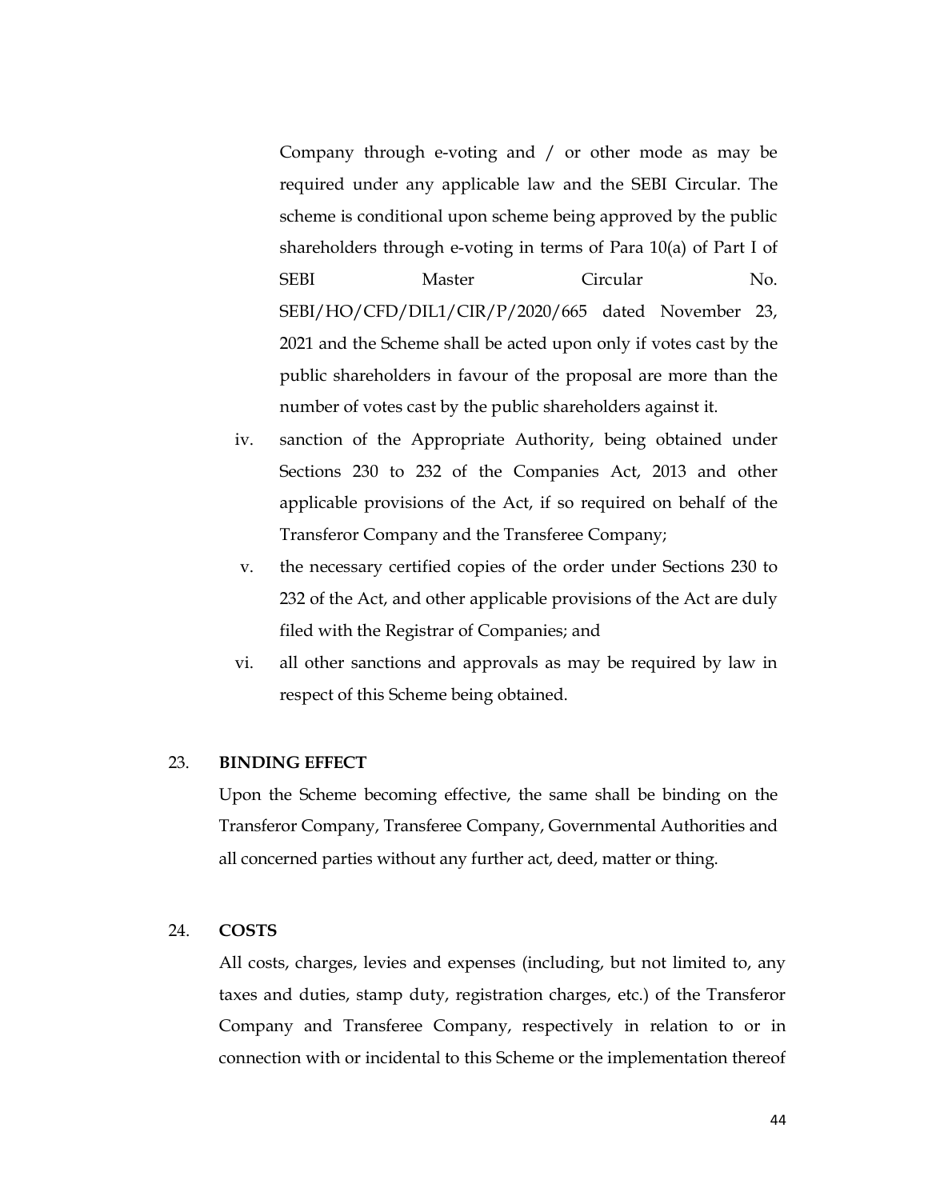Company through e-voting and / or other mode as may be required under any applicable law and the SEBI Circular. The scheme is conditional upon scheme being approved by the public shareholders through e-voting in terms of Para 10(a) of Part I of SEBI Master Circular No. SEBI/HO/CFD/DIL1/CIR/P/2020/665 dated November 23, 2021 and the Scheme shall be acted upon only if votes cast by the public shareholders in favour of the proposal are more than the number of votes cast by the public shareholders against it.

iv. sanction of the Appropriate Authority, being obtained under Sections 230 to 232 of the Companies Act, 2013 and other applicable provisions of the Act, if so required on behalf of the Transferor Company and the Transferee Company;

v. the necessary certified copies of the order under Sections 230 to 232 of the Act, and other applicable provisions of the Act are duly filed with the Registrar of Companies; and

vi. all other sanctions and approvals as may be required by law in respect of this Scheme being obtained.

23. **BINDING EFFECT**

Upon the Scheme becoming effective, the same shall be binding on the Transferor Company, Transferee Company, Governmental Authorities and all concerned parties without any further act, deed, matter or thing.

24. **COSTS**

All costs, charges, levies and expenses (including, but not limited to, any taxes and duties, stamp duty, registration charges, etc.) of the Transferor Company and Transferee Company, respectively in relation to or in connection with or incidental to this Scheme or the implementation thereof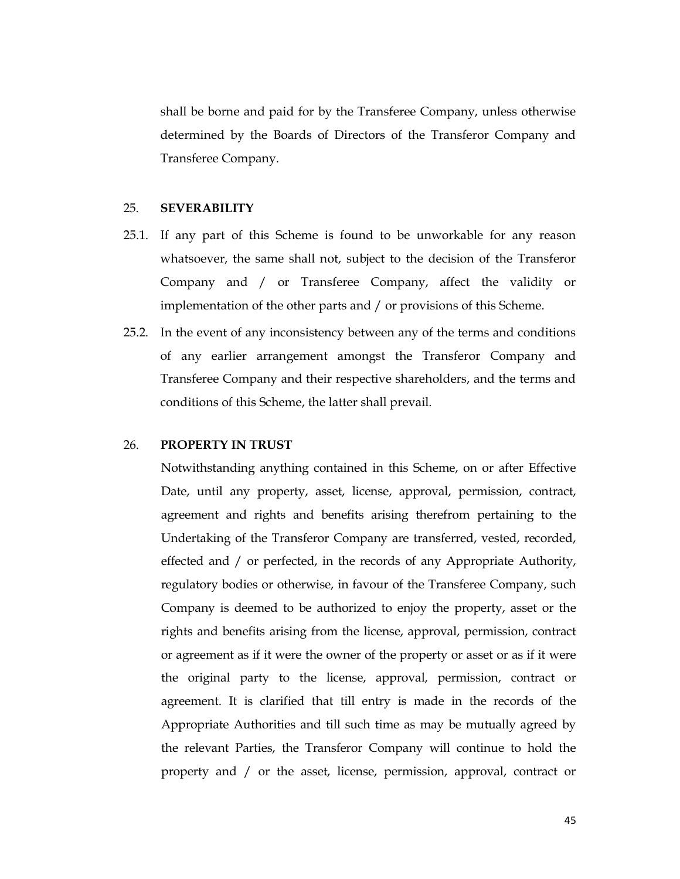shall be borne and paid for by the Transferee Company, unless otherwise determined by the Boards of Directors of the Transferor Company and Transferee Company.

## 25. SEVERABILITY

25.1. If any part of this Scheme is found to be unworkable for any reason whatsoever, the same shall not, subject to the decision of the Transferor Company and / or Transferee Company, affect the validity or implementation of the other parts and / or provisions of this Scheme.

25.2. In the event of any inconsistency between any of the terms and conditions of any earlier arrangement amongst the Transferor Company and Transferee Company and their respective shareholders, and the terms and conditions of this Scheme, the latter shall prevail.

## 26. PROPERTY IN TRUST

Notwithstanding anything contained in this Scheme, on or after Effective Date, until any property, asset, license, approval, permission, contract, agreement and rights and benefits arising therefrom pertaining to the Undertaking of the Transferor Company are transferred, vested, recorded, effected and / or perfected, in the records of any Appropriate Authority, regulatory bodies or otherwise, in favour of the Transferee Company, such Company is deemed to be authorized to enjoy the property, asset or the rights and benefits arising from the license, approval, permission, contract or agreement as if it were the owner of the property or asset or as if it were the original party to the license, approval, permission, contract or agreement. It is clarified that till entry is made in the records of the Appropriate Authorities and till such time as may be mutually agreed by the relevant Parties, the Transferor Company will continue to hold the property and / or the asset, license, permission, approval, contract or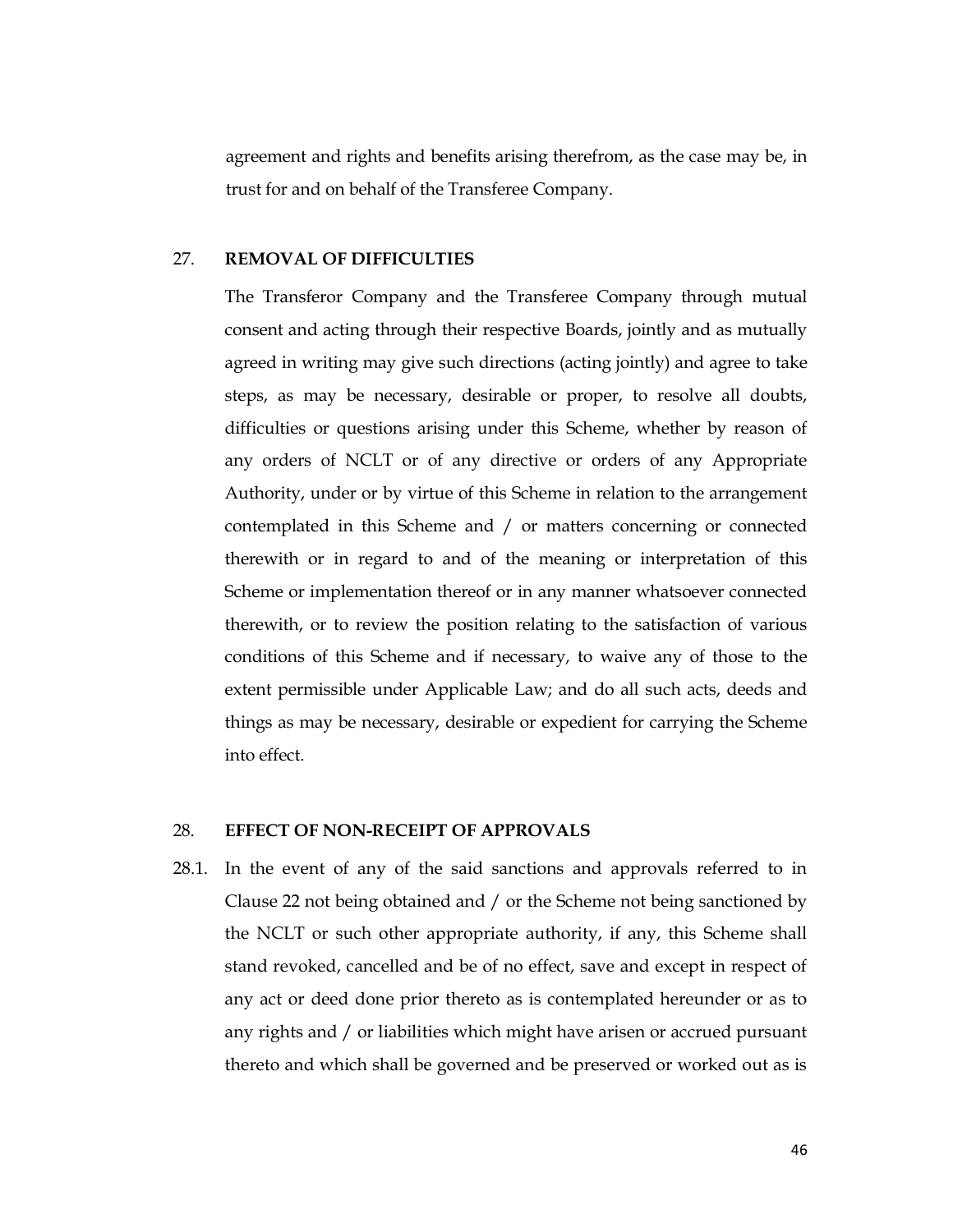agreement and rights and benefits arising therefrom, as the case may be, in trust for and on behalf of the Transferee Company.

## 27. REMOVAL OF DIFFICULTIES

The Transferor Company and the Transferee Company through mutual consent and acting through their respective Boards, jointly and as mutually agreed in writing may give such directions (acting jointly) and agree to take steps, as may be necessary, desirable or proper, to resolve all doubts, difficulties or questions arising under this Scheme, whether by reason of any orders of NCLT or of any directive or orders of any Appropriate Authority, under or by virtue of this Scheme in relation to the arrangement contemplated in this Scheme and / or matters concerning or connected therewith or in regard to and of the meaning or interpretation of this Scheme or implementation thereof or in any manner whatsoever connected therewith, or to review the position relating to the satisfaction of various conditions of this Scheme and if necessary, to waive any of those to the extent permissible under Applicable Law; and do all such acts, deeds and things as may be necessary, desirable or expedient for carrying the Scheme into effect.

## 28. EFFECT OF NON-RECEIPT OF APPROVALS

28.1. In the event of any of the said sanctions and approvals referred to in Clause 22 not being obtained and / or the Scheme not being sanctioned by the NCLT or such other appropriate authority, if any, this Scheme shall stand revoked, cancelled and be of no effect, save and except in respect of any act or deed done prior thereto as is contemplated hereunder or as to any rights and / or liabilities which might have arisen or accrued pursuant thereto and which shall be governed and be preserved or worked out as is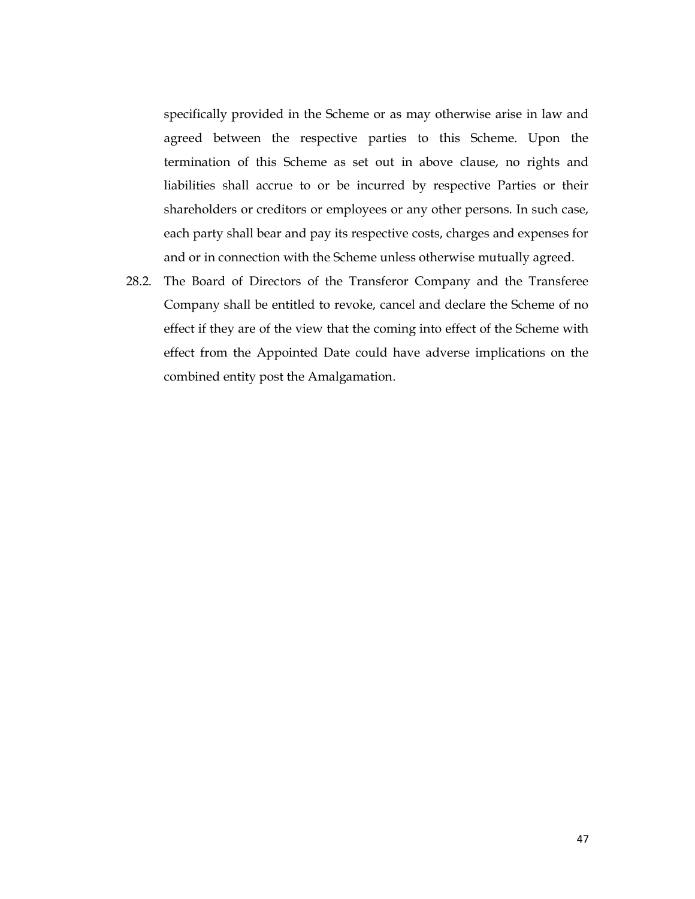specifically provided in the Scheme or as may otherwise arise in law and agreed between the respective parties to this Scheme. Upon the termination of this Scheme as set out in above clause, no rights and liabilities shall accrue to or be incurred by respective Parties or their shareholders or creditors or employees or any other persons. In such case, each party shall bear and pay its respective costs, charges and expenses for and or in connection with the Scheme unless otherwise mutually agreed.

28.2. The Board of Directors of the Transferor Company and the Transferee Company shall be entitled to revoke, cancel and declare the Scheme of no effect if they are of the view that the coming into effect of the Scheme with effect from the Appointed Date could have adverse implications on the combined entity post the Amalgamation.